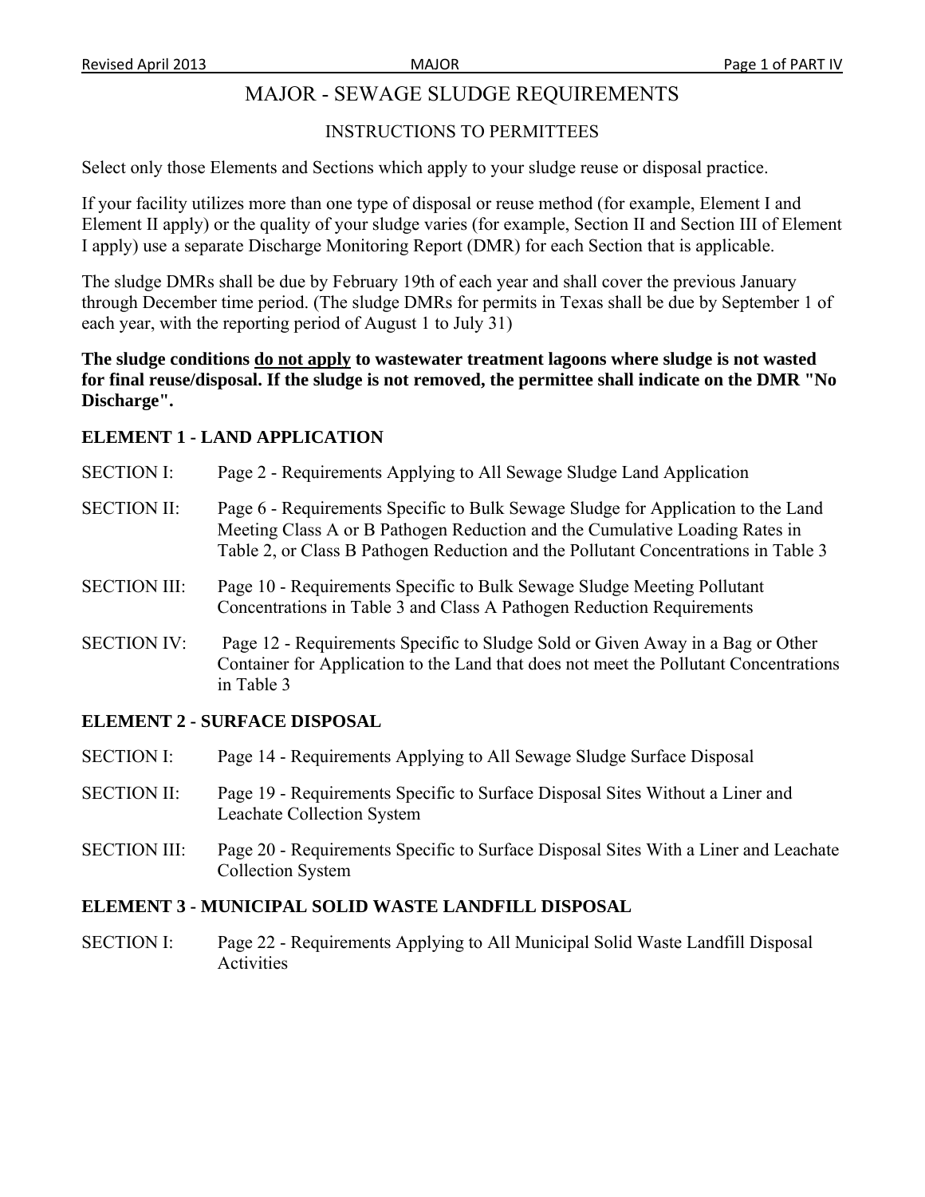# MAJOR - SEWAGE SLUDGE REQUIREMENTS

## INSTRUCTIONS TO PERMITTEES

Select only those Elements and Sections which apply to your sludge reuse or disposal practice.

If your facility utilizes more than one type of disposal or reuse method (for example, Element I and Element II apply) or the quality of your sludge varies (for example, Section II and Section III of Element I apply) use a separate Discharge Monitoring Report (DMR) for each Section that is applicable.

The sludge DMRs shall be due by February 19th of each year and shall cover the previous January through December time period. (The sludge DMRs for permits in Texas shall be due by September 1 of each year, with the reporting period of August 1 to July 31)

**The sludge conditions do not apply to wastewater treatment lagoons where sludge is not wasted for final reuse/disposal. If the sludge is not removed, the permittee shall indicate on the DMR "No Discharge".**

### ELEMENT 1 - LAND APPLICATION

SECTION I: Page 2 - Requirements Applying to All Sewage Sludge Land Application

SECTION II: Page 6 - Requirements Specific to Bulk Sewage Sludge for Application to the Land Meeting Class A or B Pathogen Reduction and the Cumulative Loading Rates in Table 2, or Class B Pathogen Reduction and the Pollutant Concentrations in Table 3

SECTION III: Page 10 - Requirements Specific to Bulk Sewage Sludge Meeting Pollutant Concentrations in Table 3 and Class A Pathogen Reduction Requirements

SECTION IV: Page 12 - Requirements Specific to Sludge Sold or Given Away in a Bag or Other Container for Application to the Land that does not meet the Pollutant Concentrations in Table 3

### ELEMENT 2 - SURFACE DISPOSAL

SECTION I: Page 14 - Requirements Applying to All Sewage Sludge Surface Disposal

SECTION II: Page 19 - Requirements Specific to Surface Disposal Sites Without a Liner and Leachate Collection System

SECTION III: Page 20 - Requirements Specific to Surface Disposal Sites With a Liner and Leachate Collection System

### ELEMENT 3 - MUNICIPAL SOLID WASTE LANDFILL DISPOSAL

SECTION I: Page 22 - Requirements Applying to All Municipal Solid Waste Landfill Disposal Activities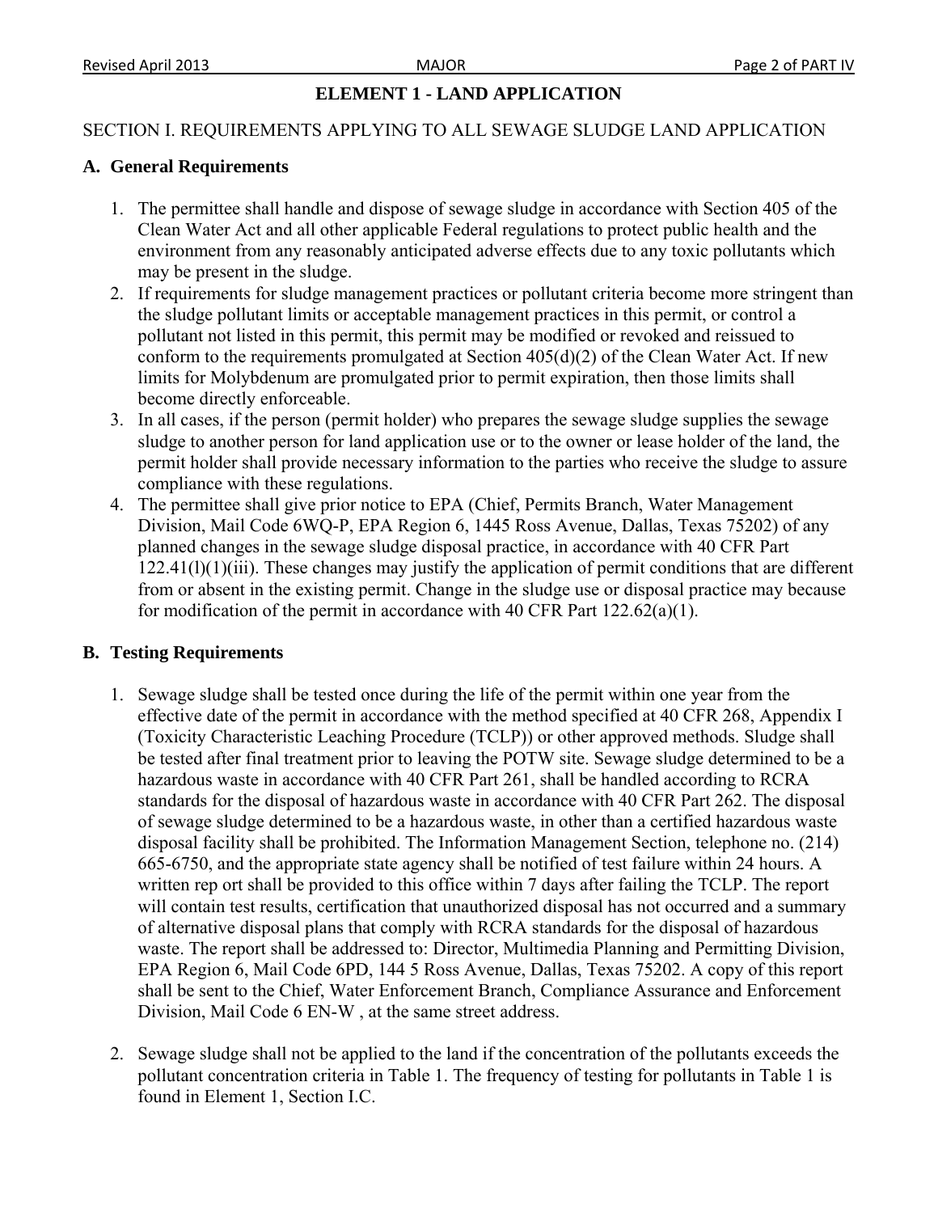## ELEMENT 1 - LAND APPLICATION

SECTION I. REQUIREMENTS APPLYING TO ALL SEWAGE SLUDGE LAND APPLICATION

### A. General Requirements

1. The permittee shall handle and dispose of sewage sludge in accordance with Section 405 of the Clean Water Act and all other applicable Federal regulations to protect public health and the environment from any reasonably anticipated adverse effects due to any toxic pollutants which may be present in the sludge.
2. If requirements for sludge management practices or pollutant criteria become more stringent than the sludge pollutant limits or acceptable management practices in this permit, or control a pollutant not listed in this permit, this permit may be modified or revoked and reissued to conform to the requirements promulgated at Section 405(d)(2) of the Clean Water Act. If new limits for Molybdenum are promulgated prior to permit expiration, then those limits shall become directly enforceable.
3. In all cases, if the person (permit holder) who prepares the sewage sludge supplies the sewage sludge to another person for land application use or to the owner or lease holder of the land, the permit holder shall provide necessary information to the parties who receive the sludge to assure compliance with these regulations.
4. The permittee shall give prior notice to EPA (Chief, Permits Branch, Water Management Division, Mail Code 6WQ-P, EPA Region 6, 1445 Ross Avenue, Dallas, Texas 75202) of any planned changes in the sewage sludge disposal practice, in accordance with 40 CFR Part 122.41(l)(1)(iii). These changes may justify the application of permit conditions that are different from or absent in the existing permit. Change in the sludge use or disposal practice may because for modification of the permit in accordance with 40 CFR Part 122.62(a)(1).

### B. Testing Requirements

1. Sewage sludge shall be tested once during the life of the permit within one year from the effective date of the permit in accordance with the method specified at 40 CFR 268, Appendix I (Toxicity Characteristic Leaching Procedure (TCLP)) or other approved methods. Sludge shall be tested after final treatment prior to leaving the POTW site. Sewage sludge determined to be a hazardous waste in accordance with 40 CFR Part 261, shall be handled according to RCRA standards for the disposal of hazardous waste in accordance with 40 CFR Part 262. The disposal of sewage sludge determined to be a hazardous waste, in other than a certified hazardous waste disposal facility shall be prohibited. The Information Management Section, telephone no. (214) 665-6750, and the appropriate state agency shall be notified of test failure within 24 hours. A written rep ort shall be provided to this office within 7 days after failing the TCLP. The report will contain test results, certification that unauthorized disposal has not occurred and a summary of alternative disposal plans that comply with RCRA standards for the disposal of hazardous waste. The report shall be addressed to: Director, Multimedia Planning and Permitting Division, EPA Region 6, Mail Code 6PD, 144 5 Ross Avenue, Dallas, Texas 75202. A copy of this report shall be sent to the Chief, Water Enforcement Branch, Compliance Assurance and Enforcement Division, Mail Code 6 EN-W , at the same street address.

2. Sewage sludge shall not be applied to the land if the concentration of the pollutants exceeds the pollutant concentration criteria in Table 1. The frequency of testing for pollutants in Table 1 is found in Element 1, Section I.C.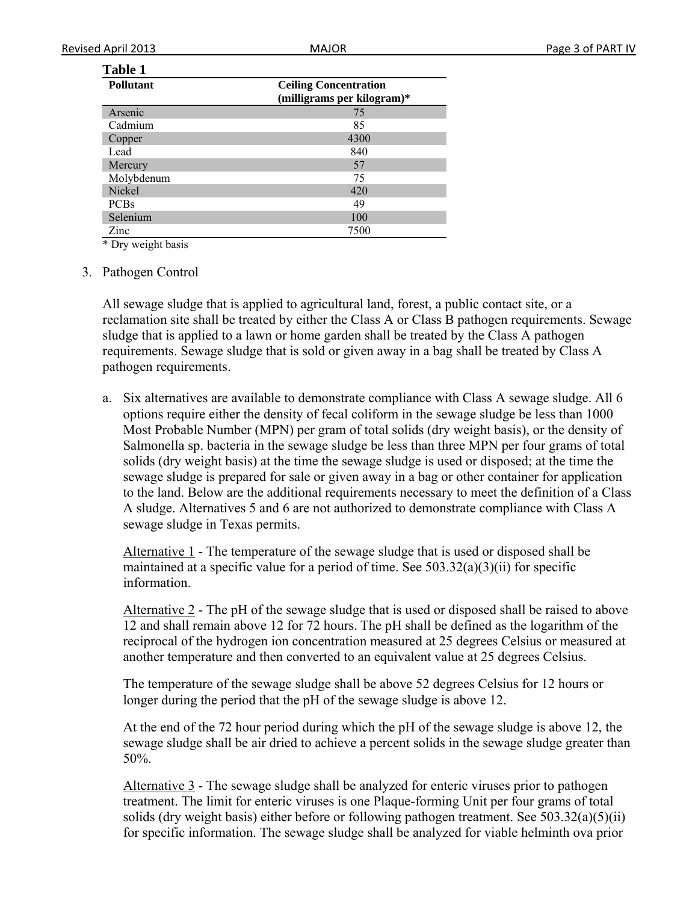**Table 1**

| Pollutant | Ceiling Concentration (milligrams per kilogram)* |
|---|---|
| Arsenic | 75 |
| Cadmium | 85 |
| Copper | 4300 |
| Lead | 840 |
| Mercury | 57 |
| Molybdenum | 75 |
| Nickel | 420 |
| PCBs | 49 |
| Selenium | 100 |
| Zinc | 7500 |

* Dry weight basis

3. Pathogen Control

All sewage sludge that is applied to agricultural land, forest, a public contact site, or a reclamation site shall be treated by either the Class A or Class B pathogen requirements. Sewage sludge that is applied to a lawn or home garden shall be treated by the Class A pathogen requirements. Sewage sludge that is sold or given away in a bag shall be treated by Class A pathogen requirements.

a. Six alternatives are available to demonstrate compliance with Class A sewage sludge. All 6 options require either the density of fecal coliform in the sewage sludge be less than 1000 Most Probable Number (MPN) per gram of total solids (dry weight basis), or the density of Salmonella sp. bacteria in the sewage sludge be less than three MPN per four grams of total solids (dry weight basis) at the time the sewage sludge is used or disposed; at the time the sewage sludge is prepared for sale or given away in a bag or other container for application to the land. Below are the additional requirements necessary to meet the definition of a Class A sludge. Alternatives 5 and 6 are not authorized to demonstrate compliance with Class A sewage sludge in Texas permits.

   Alternative 1 - The temperature of the sewage sludge that is used or disposed shall be maintained at a specific value for a period of time. See 503.32(a)(3)(ii) for specific information.

   Alternative 2 - The pH of the sewage sludge that is used or disposed shall be raised to above 12 and shall remain above 12 for 72 hours. The pH shall be defined as the logarithm of the reciprocal of the hydrogen ion concentration measured at 25 degrees Celsius or measured at another temperature and then converted to an equivalent value at 25 degrees Celsius.

   The temperature of the sewage sludge shall be above 52 degrees Celsius for 12 hours or longer during the period that the pH of the sewage sludge is above 12.

   At the end of the 72 hour period during which the pH of the sewage sludge is above 12, the sewage sludge shall be air dried to achieve a percent solids in the sewage sludge greater than 50%.

   Alternative 3 - The sewage sludge shall be analyzed for enteric viruses prior to pathogen treatment. The limit for enteric viruses is one Plaque-forming Unit per four grams of total solids (dry weight basis) either before or following pathogen treatment. See 503.32(a)(5)(ii) for specific information. The sewage sludge shall be analyzed for viable helminth ova prior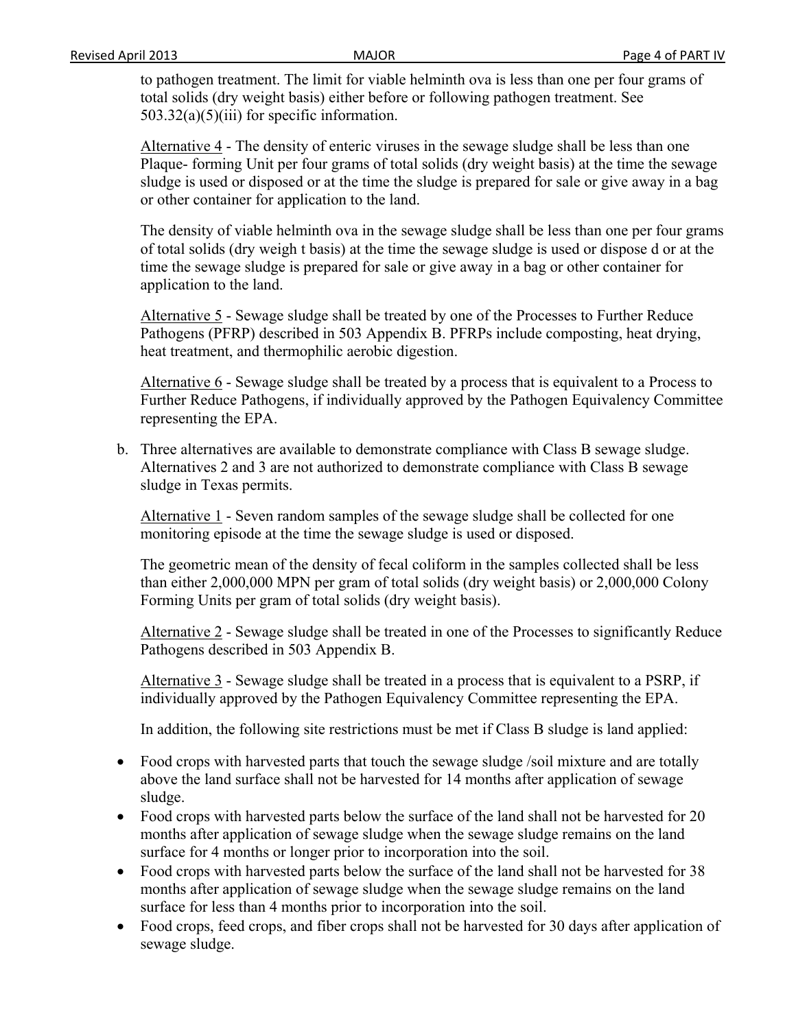to pathogen treatment. The limit for viable helminth ova is less than one per four grams of total solids (dry weight basis) either before or following pathogen treatment. See 503.32(a)(5)(iii) for specific information.

Alternative 4 - The density of enteric viruses in the sewage sludge shall be less than one Plaque- forming Unit per four grams of total solids (dry weight basis) at the time the sewage sludge is used or disposed or at the time the sludge is prepared for sale or give away in a bag or other container for application to the land.

The density of viable helminth ova in the sewage sludge shall be less than one per four grams of total solids (dry weigh t basis) at the time the sewage sludge is used or dispose d or at the time the sewage sludge is prepared for sale or give away in a bag or other container for application to the land.

Alternative 5 - Sewage sludge shall be treated by one of the Processes to Further Reduce Pathogens (PFRP) described in 503 Appendix B. PFRPs include composting, heat drying, heat treatment, and thermophilic aerobic digestion.

Alternative 6 - Sewage sludge shall be treated by a process that is equivalent to a Process to Further Reduce Pathogens, if individually approved by the Pathogen Equivalency Committee representing the EPA.

b. Three alternatives are available to demonstrate compliance with Class B sewage sludge. Alternatives 2 and 3 are not authorized to demonstrate compliance with Class B sewage sludge in Texas permits.

   Alternative 1 - Seven random samples of the sewage sludge shall be collected for one monitoring episode at the time the sewage sludge is used or disposed.

   The geometric mean of the density of fecal coliform in the samples collected shall be less than either 2,000,000 MPN per gram of total solids (dry weight basis) or 2,000,000 Colony Forming Units per gram of total solids (dry weight basis).

   Alternative 2 - Sewage sludge shall be treated in one of the Processes to significantly Reduce Pathogens described in 503 Appendix B.

   Alternative 3 - Sewage sludge shall be treated in a process that is equivalent to a PSRP, if individually approved by the Pathogen Equivalency Committee representing the EPA.

   In addition, the following site restrictions must be met if Class B sludge is land applied:

- Food crops with harvested parts that touch the sewage sludge /soil mixture and are totally above the land surface shall not be harvested for 14 months after application of sewage sludge.
- Food crops with harvested parts below the surface of the land shall not be harvested for 20 months after application of sewage sludge when the sewage sludge remains on the land surface for 4 months or longer prior to incorporation into the soil.
- Food crops with harvested parts below the surface of the land shall not be harvested for 38 months after application of sewage sludge when the sewage sludge remains on the land surface for less than 4 months prior to incorporation into the soil.
- Food crops, feed crops, and fiber crops shall not be harvested for 30 days after application of sewage sludge.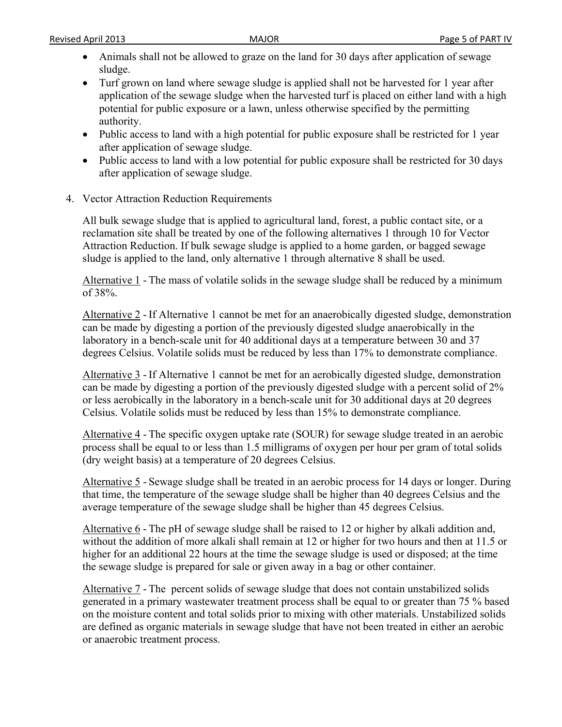- Animals shall not be allowed to graze on the land for 30 days after application of sewage sludge.
- Turf grown on land where sewage sludge is applied shall not be harvested for 1 year after application of the sewage sludge when the harvested turf is placed on either land with a high potential for public exposure or a lawn, unless otherwise specified by the permitting authority.
- Public access to land with a high potential for public exposure shall be restricted for 1 year after application of sewage sludge.
- Public access to land with a low potential for public exposure shall be restricted for 30 days after application of sewage sludge.

4. Vector Attraction Reduction Requirements

   All bulk sewage sludge that is applied to agricultural land, forest, a public contact site, or a reclamation site shall be treated by one of the following alternatives 1 through 10 for Vector Attraction Reduction. If bulk sewage sludge is applied to a home garden, or bagged sewage sludge is applied to the land, only alternative 1 through alternative 8 shall be used.

   Alternative 1 - The mass of volatile solids in the sewage sludge shall be reduced by a minimum of 38%.

   Alternative 2 - If Alternative 1 cannot be met for an anaerobically digested sludge, demonstration can be made by digesting a portion of the previously digested sludge anaerobically in the laboratory in a bench-scale unit for 40 additional days at a temperature between 30 and 37 degrees Celsius. Volatile solids must be reduced by less than 17% to demonstrate compliance.

   Alternative 3 - If Alternative 1 cannot be met for an aerobically digested sludge, demonstration can be made by digesting a portion of the previously digested sludge with a percent solid of 2% or less aerobically in the laboratory in a bench-scale unit for 30 additional days at 20 degrees Celsius. Volatile solids must be reduced by less than 15% to demonstrate compliance.

   Alternative 4 - The specific oxygen uptake rate (SOUR) for sewage sludge treated in an aerobic process shall be equal to or less than 1.5 milligrams of oxygen per hour per gram of total solids (dry weight basis) at a temperature of 20 degrees Celsius.

   Alternative 5 - Sewage sludge shall be treated in an aerobic process for 14 days or longer. During that time, the temperature of the sewage sludge shall be higher than 40 degrees Celsius and the average temperature of the sewage sludge shall be higher than 45 degrees Celsius.

   Alternative 6 - The pH of sewage sludge shall be raised to 12 or higher by alkali addition and, without the addition of more alkali shall remain at 12 or higher for two hours and then at 11.5 or higher for an additional 22 hours at the time the sewage sludge is used or disposed; at the time the sewage sludge is prepared for sale or given away in a bag or other container.

   Alternative 7 - The percent solids of sewage sludge that does not contain unstabilized solids generated in a primary wastewater treatment process shall be equal to or greater than 75 % based on the moisture content and total solids prior to mixing with other materials. Unstabilized solids are defined as organic materials in sewage sludge that have not been treated in either an aerobic or anaerobic treatment process.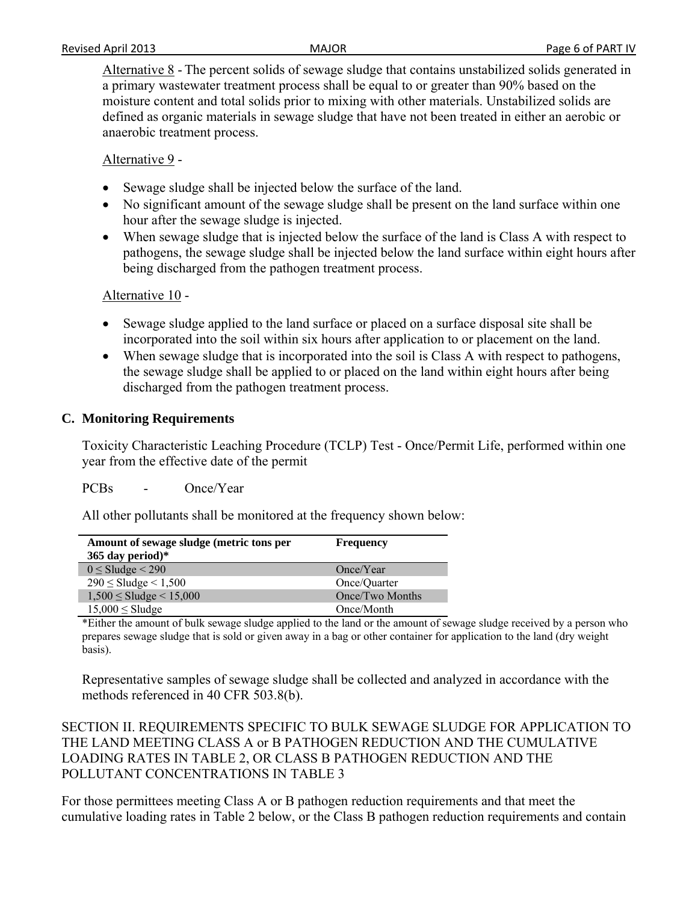<u>Alternative 8</u> - The percent solids of sewage sludge that contains unstabilized solids generated in a primary wastewater treatment process shall be equal to or greater than 90% based on the moisture content and total solids prior to mixing with other materials. Unstabilized solids are defined as organic materials in sewage sludge that have not been treated in either an aerobic or anaerobic treatment process.

<u>Alternative 9</u> -

- Sewage sludge shall be injected below the surface of the land.
- No significant amount of the sewage sludge shall be present on the land surface within one hour after the sewage sludge is injected.
- When sewage sludge that is injected below the surface of the land is Class A with respect to pathogens, the sewage sludge shall be injected below the land surface within eight hours after being discharged from the pathogen treatment process.

<u>Alternative 10</u> -

- Sewage sludge applied to the land surface or placed on a surface disposal site shall be incorporated into the soil within six hours after application to or placement on the land.
- When sewage sludge that is incorporated into the soil is Class A with respect to pathogens, the sewage sludge shall be applied to or placed on the land within eight hours after being discharged from the pathogen treatment process.

### C. Monitoring Requirements

Toxicity Characteristic Leaching Procedure (TCLP) Test - Once/Permit Life, performed within one year from the effective date of the permit

PCBs - Once/Year

All other pollutants shall be monitored at the frequency shown below:

| Amount of sewage sludge (metric tons per 365 day period)* | Frequency |
|---|---|
| $0 \leq$ Sludge $< 290$ | Once/Year |
| $290 \leq$ Sludge $< 1,500$ | Once/Quarter |
| $1,500 \leq$ Sludge $< 15,000$ | Once/Two Months |
| $15,000 \leq$ Sludge | Once/Month |

*Either the amount of bulk sewage sludge applied to the land or the amount of sewage sludge received by a person who prepares sewage sludge that is sold or given away in a bag or other container for application to the land (dry weight basis).

Representative samples of sewage sludge shall be collected and analyzed in accordance with the methods referenced in 40 CFR 503.8(b).

## SECTION II. REQUIREMENTS SPECIFIC TO BULK SEWAGE SLUDGE FOR APPLICATION TO THE LAND MEETING CLASS A or B PATHOGEN REDUCTION AND THE CUMULATIVE LOADING RATES IN TABLE 2, OR CLASS B PATHOGEN REDUCTION AND THE POLLUTANT CONCENTRATIONS IN TABLE 3

For those permittees meeting Class A or B pathogen reduction requirements and that meet the cumulative loading rates in Table 2 below, or the Class B pathogen reduction requirements and contain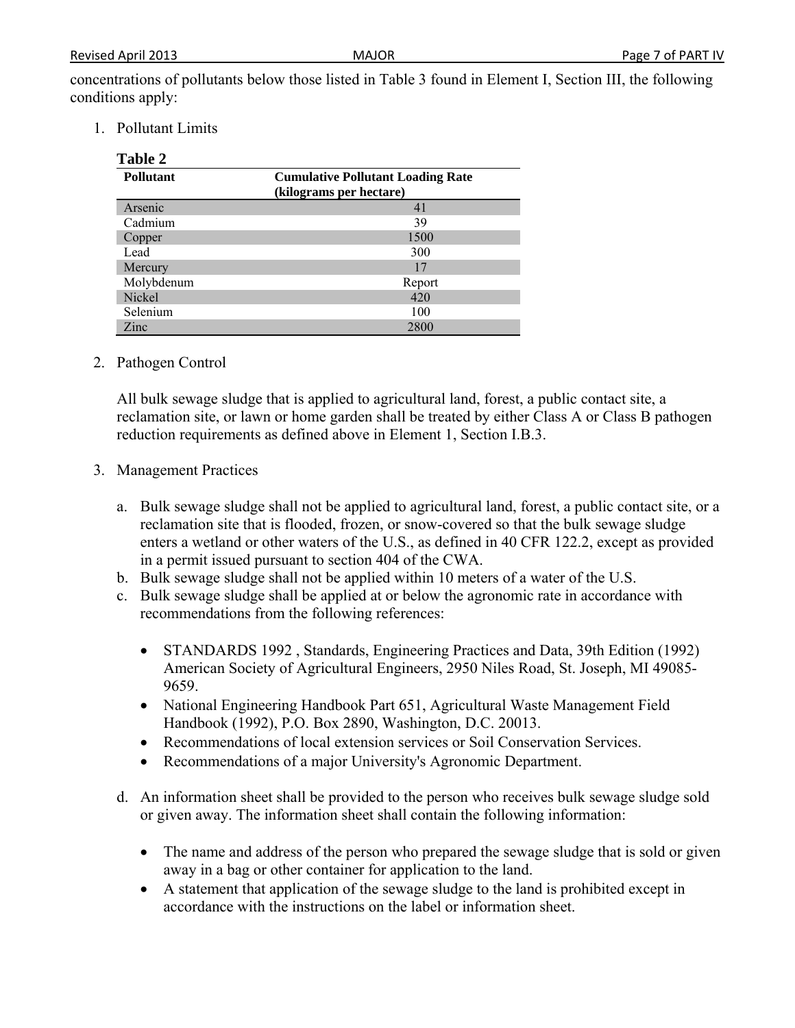concentrations of pollutants below those listed in Table 3 found in Element I, Section III, the following conditions apply:

1. Pollutant Limits

**Table 2**

| Pollutant | Cumulative Pollutant Loading Rate (kilograms per hectare) |
|---|---|
| Arsenic | 41 |
| Cadmium | 39 |
| Copper | 1500 |
| Lead | 300 |
| Mercury | 17 |
| Molybdenum | Report |
| Nickel | 420 |
| Selenium | 100 |
| Zinc | 2800 |

2. Pathogen Control

   All bulk sewage sludge that is applied to agricultural land, forest, a public contact site, a reclamation site, or lawn or home garden shall be treated by either Class A or Class B pathogen reduction requirements as defined above in Element 1, Section I.B.3.

3. Management Practices

   a. Bulk sewage sludge shall not be applied to agricultural land, forest, a public contact site, or a reclamation site that is flooded, frozen, or snow-covered so that the bulk sewage sludge enters a wetland or other waters of the U.S., as defined in 40 CFR 122.2, except as provided in a permit issued pursuant to section 404 of the CWA.
   b. Bulk sewage sludge shall not be applied within 10 meters of a water of the U.S.
   c. Bulk sewage sludge shall be applied at or below the agronomic rate in accordance with recommendations from the following references:

      - STANDARDS 1992 , Standards, Engineering Practices and Data, 39th Edition (1992) American Society of Agricultural Engineers, 2950 Niles Road, St. Joseph, MI 49085-9659.
      - National Engineering Handbook Part 651, Agricultural Waste Management Field Handbook (1992), P.O. Box 2890, Washington, D.C. 20013.
      - Recommendations of local extension services or Soil Conservation Services.
      - Recommendations of a major University's Agronomic Department.

   d. An information sheet shall be provided to the person who receives bulk sewage sludge sold or given away. The information sheet shall contain the following information:

      - The name and address of the person who prepared the sewage sludge that is sold or given away in a bag or other container for application to the land.
      - A statement that application of the sewage sludge to the land is prohibited except in accordance with the instructions on the label or information sheet.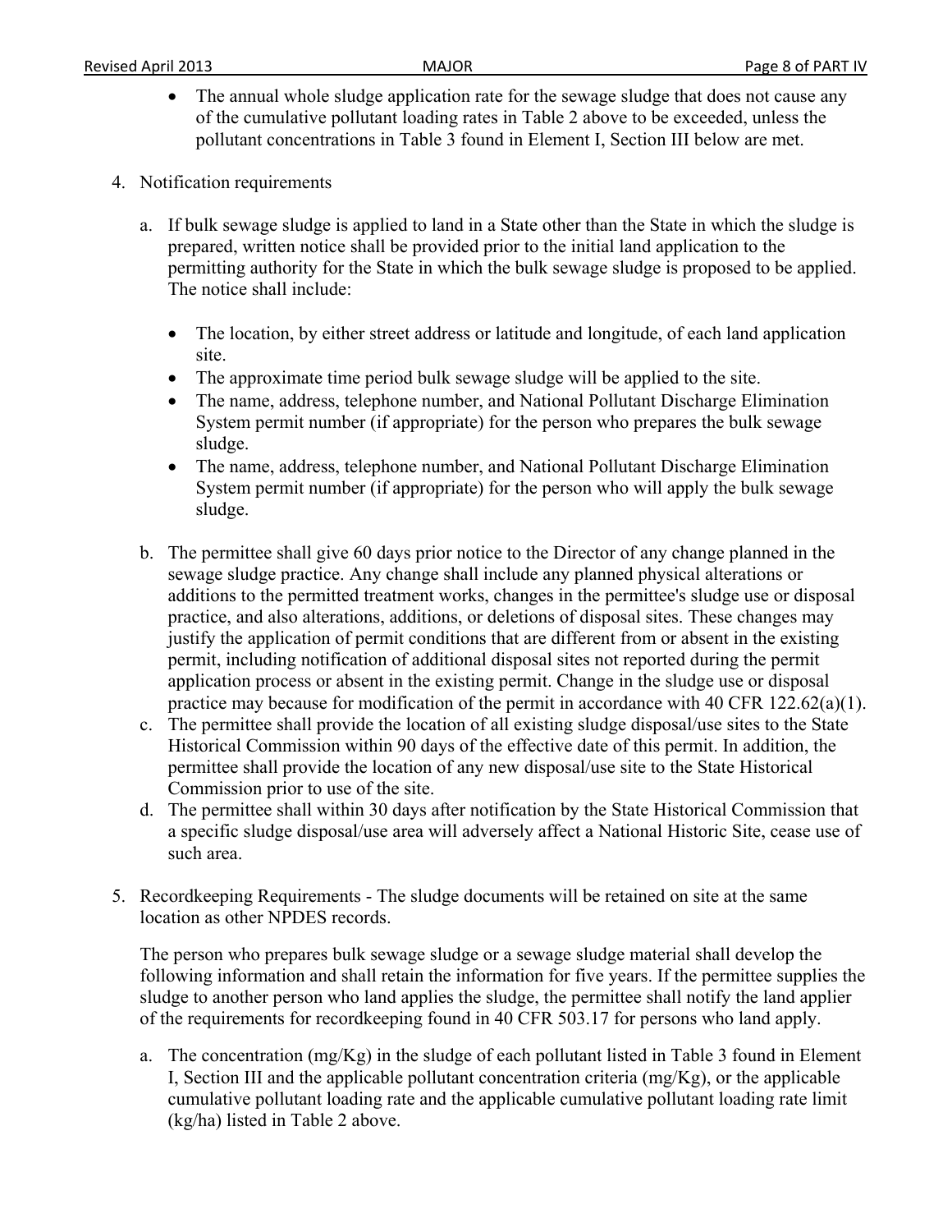- The annual whole sludge application rate for the sewage sludge that does not cause any of the cumulative pollutant loading rates in Table 2 above to be exceeded, unless the pollutant concentrations in Table 3 found in Element I, Section III below are met.

4. Notification requirements

   a. If bulk sewage sludge is applied to land in a State other than the State in which the sludge is prepared, written notice shall be provided prior to the initial land application to the permitting authority for the State in which the bulk sewage sludge is proposed to be applied. The notice shall include:

      - The location, by either street address or latitude and longitude, of each land application site.
      - The approximate time period bulk sewage sludge will be applied to the site.
      - The name, address, telephone number, and National Pollutant Discharge Elimination System permit number (if appropriate) for the person who prepares the bulk sewage sludge.
      - The name, address, telephone number, and National Pollutant Discharge Elimination System permit number (if appropriate) for the person who will apply the bulk sewage sludge.

   b. The permittee shall give 60 days prior notice to the Director of any change planned in the sewage sludge practice. Any change shall include any planned physical alterations or additions to the permitted treatment works, changes in the permittee's sludge use or disposal practice, and also alterations, additions, or deletions of disposal sites. These changes may justify the application of permit conditions that are different from or absent in the existing permit, including notification of additional disposal sites not reported during the permit application process or absent in the existing permit. Change in the sludge use or disposal practice may because for modification of the permit in accordance with 40 CFR 122.62(a)(1).
   c. The permittee shall provide the location of all existing sludge disposal/use sites to the State Historical Commission within 90 days of the effective date of this permit. In addition, the permittee shall provide the location of any new disposal/use site to the State Historical Commission prior to use of the site.
   d. The permittee shall within 30 days after notification by the State Historical Commission that a specific sludge disposal/use area will adversely affect a National Historic Site, cease use of such area.

5. Recordkeeping Requirements - The sludge documents will be retained on site at the same location as other NPDES records.

   The person who prepares bulk sewage sludge or a sewage sludge material shall develop the following information and shall retain the information for five years. If the permittee supplies the sludge to another person who land applies the sludge, the permittee shall notify the land applier of the requirements for recordkeeping found in 40 CFR 503.17 for persons who land apply.

   a. The concentration (mg/Kg) in the sludge of each pollutant listed in Table 3 found in Element I, Section III and the applicable pollutant concentration criteria (mg/Kg), or the applicable cumulative pollutant loading rate and the applicable cumulative pollutant loading rate limit (kg/ha) listed in Table 2 above.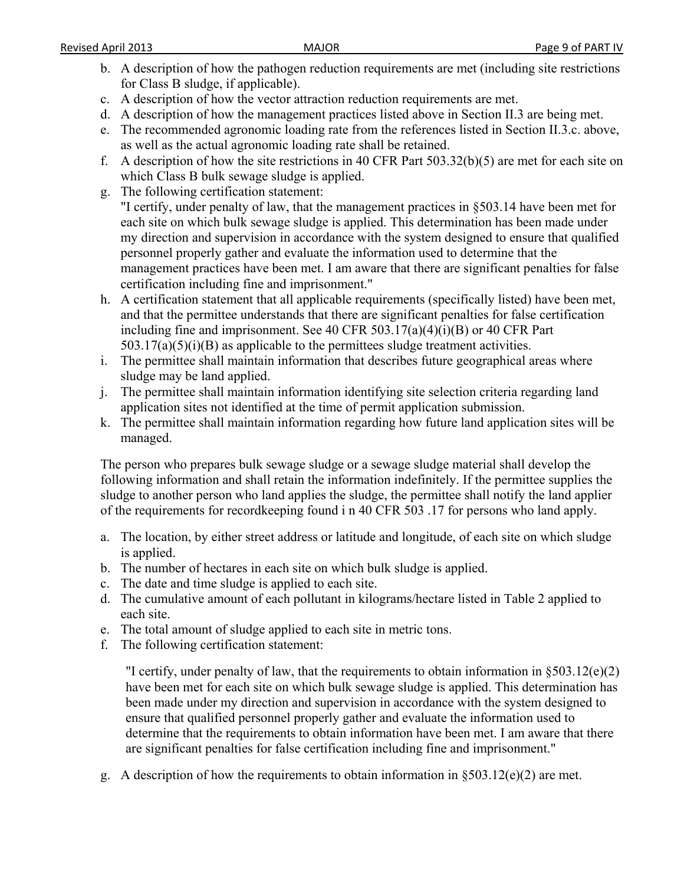b. A description of how the pathogen reduction requirements are met (including site restrictions for Class B sludge, if applicable).
c. A description of how the vector attraction reduction requirements are met.
d. A description of how the management practices listed above in Section II.3 are being met.
e. The recommended agronomic loading rate from the references listed in Section II.3.c. above, as well as the actual agronomic loading rate shall be retained.
f. A description of how the site restrictions in 40 CFR Part 503.32(b)(5) are met for each site on which Class B bulk sewage sludge is applied.
g. The following certification statement:
   "I certify, under penalty of law, that the management practices in §503.14 have been met for each site on which bulk sewage sludge is applied. This determination has been made under my direction and supervision in accordance with the system designed to ensure that qualified personnel properly gather and evaluate the information used to determine that the management practices have been met. I am aware that there are significant penalties for false certification including fine and imprisonment."
h. A certification statement that all applicable requirements (specifically listed) have been met, and that the permittee understands that there are significant penalties for false certification including fine and imprisonment. See 40 CFR 503.17(a)(4)(i)(B) or 40 CFR Part 503.17(a)(5)(i)(B) as applicable to the permittees sludge treatment activities.
i. The permittee shall maintain information that describes future geographical areas where sludge may be land applied.
j. The permittee shall maintain information identifying site selection criteria regarding land application sites not identified at the time of permit application submission.
k. The permittee shall maintain information regarding how future land application sites will be managed.

The person who prepares bulk sewage sludge or a sewage sludge material shall develop the following information and shall retain the information indefinitely. If the permittee supplies the sludge to another person who land applies the sludge, the permittee shall notify the land applier of the requirements for recordkeeping found i n 40 CFR 503 .17 for persons who land apply.

a. The location, by either street address or latitude and longitude, of each site on which sludge is applied.
b. The number of hectares in each site on which bulk sludge is applied.
c. The date and time sludge is applied to each site.
d. The cumulative amount of each pollutant in kilograms/hectare listed in Table 2 applied to each site.
e. The total amount of sludge applied to each site in metric tons.
f. The following certification statement:

   "I certify, under penalty of law, that the requirements to obtain information in §503.12(e)(2) have been met for each site on which bulk sewage sludge is applied. This determination has been made under my direction and supervision in accordance with the system designed to ensure that qualified personnel properly gather and evaluate the information used to determine that the requirements to obtain information have been met. I am aware that there are significant penalties for false certification including fine and imprisonment."

g. A description of how the requirements to obtain information in §503.12(e)(2) are met.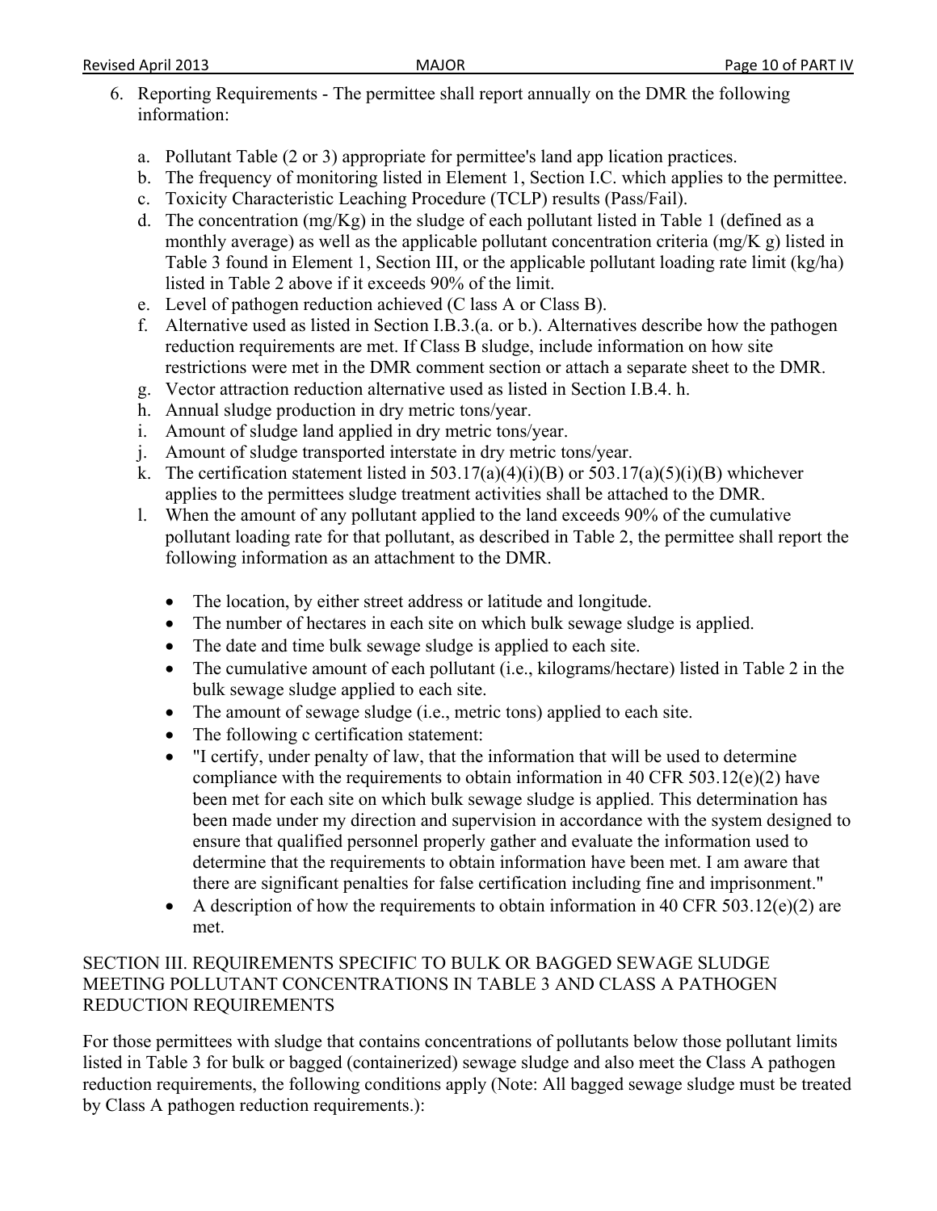6. Reporting Requirements - The permittee shall report annually on the DMR the following information:

   a. Pollutant Table (2 or 3) appropriate for permittee's land app lication practices.
   b. The frequency of monitoring listed in Element 1, Section I.C. which applies to the permittee.
   c. Toxicity Characteristic Leaching Procedure (TCLP) results (Pass/Fail).
   d. The concentration (mg/Kg) in the sludge of each pollutant listed in Table 1 (defined as a monthly average) as well as the applicable pollutant concentration criteria (mg/K g) listed in Table 3 found in Element 1, Section III, or the applicable pollutant loading rate limit (kg/ha) listed in Table 2 above if it exceeds 90% of the limit.
   e. Level of pathogen reduction achieved (C lass A or Class B).
   f. Alternative used as listed in Section I.B.3.(a. or b.). Alternatives describe how the pathogen reduction requirements are met. If Class B sludge, include information on how site restrictions were met in the DMR comment section or attach a separate sheet to the DMR.
   g. Vector attraction reduction alternative used as listed in Section I.B.4. h.
   h. Annual sludge production in dry metric tons/year.
   i. Amount of sludge land applied in dry metric tons/year.
   j. Amount of sludge transported interstate in dry metric tons/year.
   k. The certification statement listed in 503.17(a)(4)(i)(B) or 503.17(a)(5)(i)(B) whichever applies to the permittees sludge treatment activities shall be attached to the DMR.
   l. When the amount of any pollutant applied to the land exceeds 90% of the cumulative pollutant loading rate for that pollutant, as described in Table 2, the permittee shall report the following information as an attachment to the DMR.

      - The location, by either street address or latitude and longitude.
      - The number of hectares in each site on which bulk sewage sludge is applied.
      - The date and time bulk sewage sludge is applied to each site.
      - The cumulative amount of each pollutant (i.e., kilograms/hectare) listed in Table 2 in the bulk sewage sludge applied to each site.
      - The amount of sewage sludge (i.e., metric tons) applied to each site.
      - The following c certification statement:
      - "I certify, under penalty of law, that the information that will be used to determine compliance with the requirements to obtain information in 40 CFR 503.12(e)(2) have been met for each site on which bulk sewage sludge is applied. This determination has been made under my direction and supervision in accordance with the system designed to ensure that qualified personnel properly gather and evaluate the information used to determine that the requirements to obtain information have been met. I am aware that there are significant penalties for false certification including fine and imprisonment."
      - A description of how the requirements to obtain information in 40 CFR 503.12(e)(2) are met.

## SECTION III. REQUIREMENTS SPECIFIC TO BULK OR BAGGED SEWAGE SLUDGE MEETING POLLUTANT CONCENTRATIONS IN TABLE 3 AND CLASS A PATHOGEN REDUCTION REQUIREMENTS

For those permittees with sludge that contains concentrations of pollutants below those pollutant limits listed in Table 3 for bulk or bagged (containerized) sewage sludge and also meet the Class A pathogen reduction requirements, the following conditions apply (Note: All bagged sewage sludge must be treated by Class A pathogen reduction requirements.):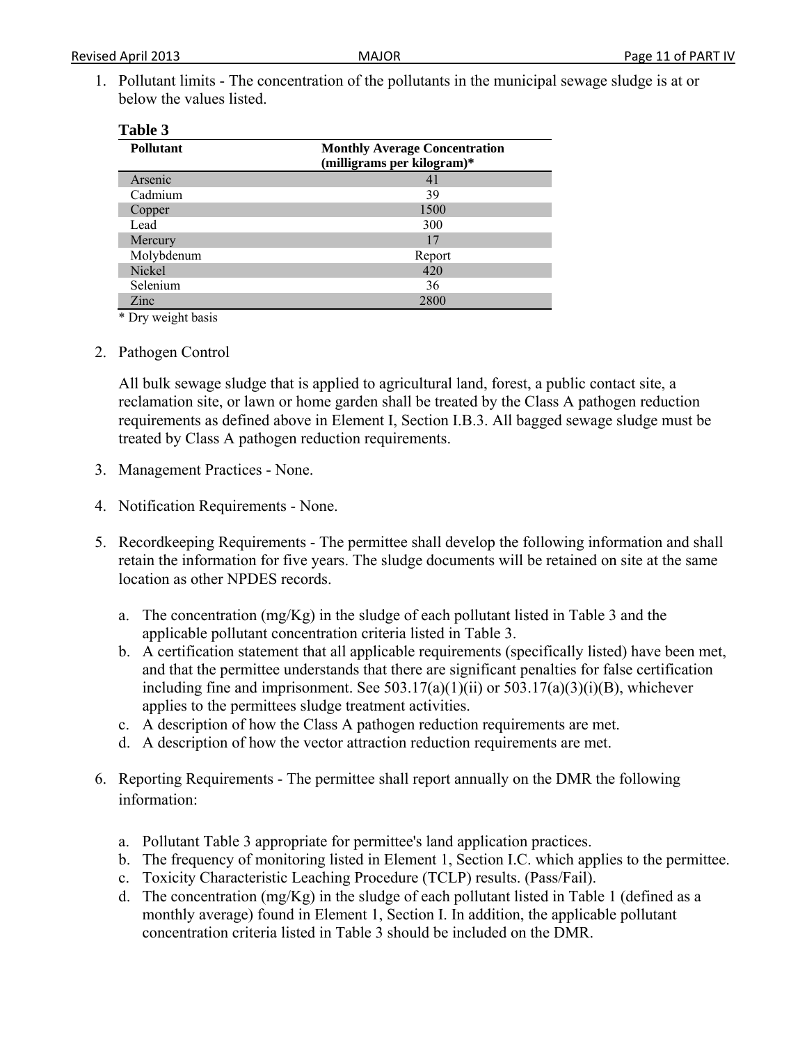1. Pollutant limits - The concentration of the pollutants in the municipal sewage sludge is at or below the values listed.

**Table 3**

| Pollutant | Monthly Average Concentration (milligrams per kilogram)* |
|---|---|
| Arsenic | 41 |
| Cadmium | 39 |
| Copper | 1500 |
| Lead | 300 |
| Mercury | 17 |
| Molybdenum | Report |
| Nickel | 420 |
| Selenium | 36 |
| Zinc | 2800 |

\* Dry weight basis

2. Pathogen Control

   All bulk sewage sludge that is applied to agricultural land, forest, a public contact site, a reclamation site, or lawn or home garden shall be treated by the Class A pathogen reduction requirements as defined above in Element I, Section I.B.3. All bagged sewage sludge must be treated by Class A pathogen reduction requirements.

3. Management Practices - None.

4. Notification Requirements - None.

5. Recordkeeping Requirements - The permittee shall develop the following information and shall retain the information for five years. The sludge documents will be retained on site at the same location as other NPDES records.

   a. The concentration (mg/Kg) in the sludge of each pollutant listed in Table 3 and the applicable pollutant concentration criteria listed in Table 3.
   b. A certification statement that all applicable requirements (specifically listed) have been met, and that the permittee understands that there are significant penalties for false certification including fine and imprisonment. See 503.17(a)(1)(ii) or 503.17(a)(3)(i)(B), whichever applies to the permittees sludge treatment activities.
   c. A description of how the Class A pathogen reduction requirements are met.
   d. A description of how the vector attraction reduction requirements are met.

6. Reporting Requirements - The permittee shall report annually on the DMR the following information:

   a. Pollutant Table 3 appropriate for permittee's land application practices.
   b. The frequency of monitoring listed in Element 1, Section I.C. which applies to the permittee.
   c. Toxicity Characteristic Leaching Procedure (TCLP) results. (Pass/Fail).
   d. The concentration (mg/Kg) in the sludge of each pollutant listed in Table 1 (defined as a monthly average) found in Element 1, Section I. In addition, the applicable pollutant concentration criteria listed in Table 3 should be included on the DMR.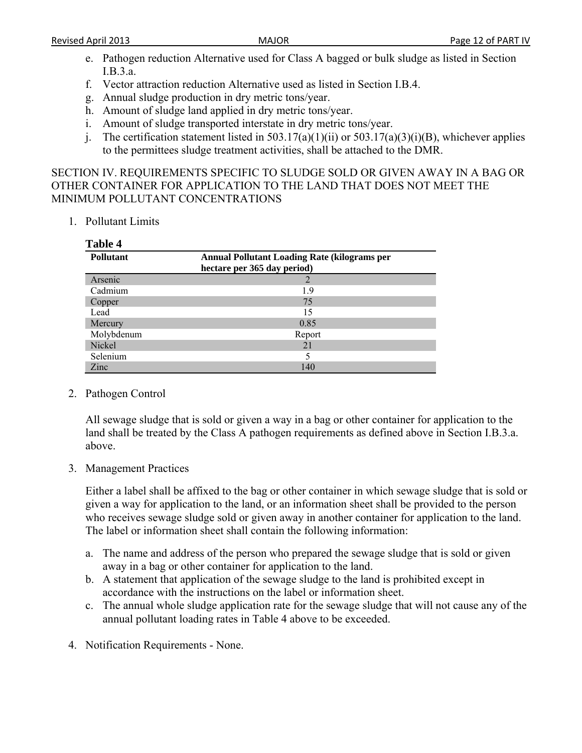e. Pathogen reduction Alternative used for Class A bagged or bulk sludge as listed in Section I.B.3.a.
f. Vector attraction reduction Alternative used as listed in Section I.B.4.
g. Annual sludge production in dry metric tons/year.
h. Amount of sludge land applied in dry metric tons/year.
i. Amount of sludge transported interstate in dry metric tons/year.
j. The certification statement listed in 503.17(a)(1)(ii) or 503.17(a)(3)(i)(B), whichever applies to the permittees sludge treatment activities, shall be attached to the DMR.

SECTION IV. REQUIREMENTS SPECIFIC TO SLUDGE SOLD OR GIVEN AWAY IN A BAG OR OTHER CONTAINER FOR APPLICATION TO THE LAND THAT DOES NOT MEET THE MINIMUM POLLUTANT CONCENTRATIONS

1. Pollutant Limits

**Table 4**

| Pollutant | Annual Pollutant Loading Rate (kilograms per hectare per 365 day period) |
|---|---|
| Arsenic | 2 |
| Cadmium | 1.9 |
| Copper | 75 |
| Lead | 15 |
| Mercury | 0.85 |
| Molybdenum | Report |
| Nickel | 21 |
| Selenium | 5 |
| Zinc | 140 |

2. Pathogen Control

   All sewage sludge that is sold or given a way in a bag or other container for application to the land shall be treated by the Class A pathogen requirements as defined above in Section I.B.3.a. above.

3. Management Practices

   Either a label shall be affixed to the bag or other container in which sewage sludge that is sold or given a way for application to the land, or an information sheet shall be provided to the person who receives sewage sludge sold or given away in another container for application to the land. The label or information sheet shall contain the following information:

   a. The name and address of the person who prepared the sewage sludge that is sold or given away in a bag or other container for application to the land.
   b. A statement that application of the sewage sludge to the land is prohibited except in accordance with the instructions on the label or information sheet.
   c. The annual whole sludge application rate for the sewage sludge that will not cause any of the annual pollutant loading rates in Table 4 above to be exceeded.

4. Notification Requirements - None.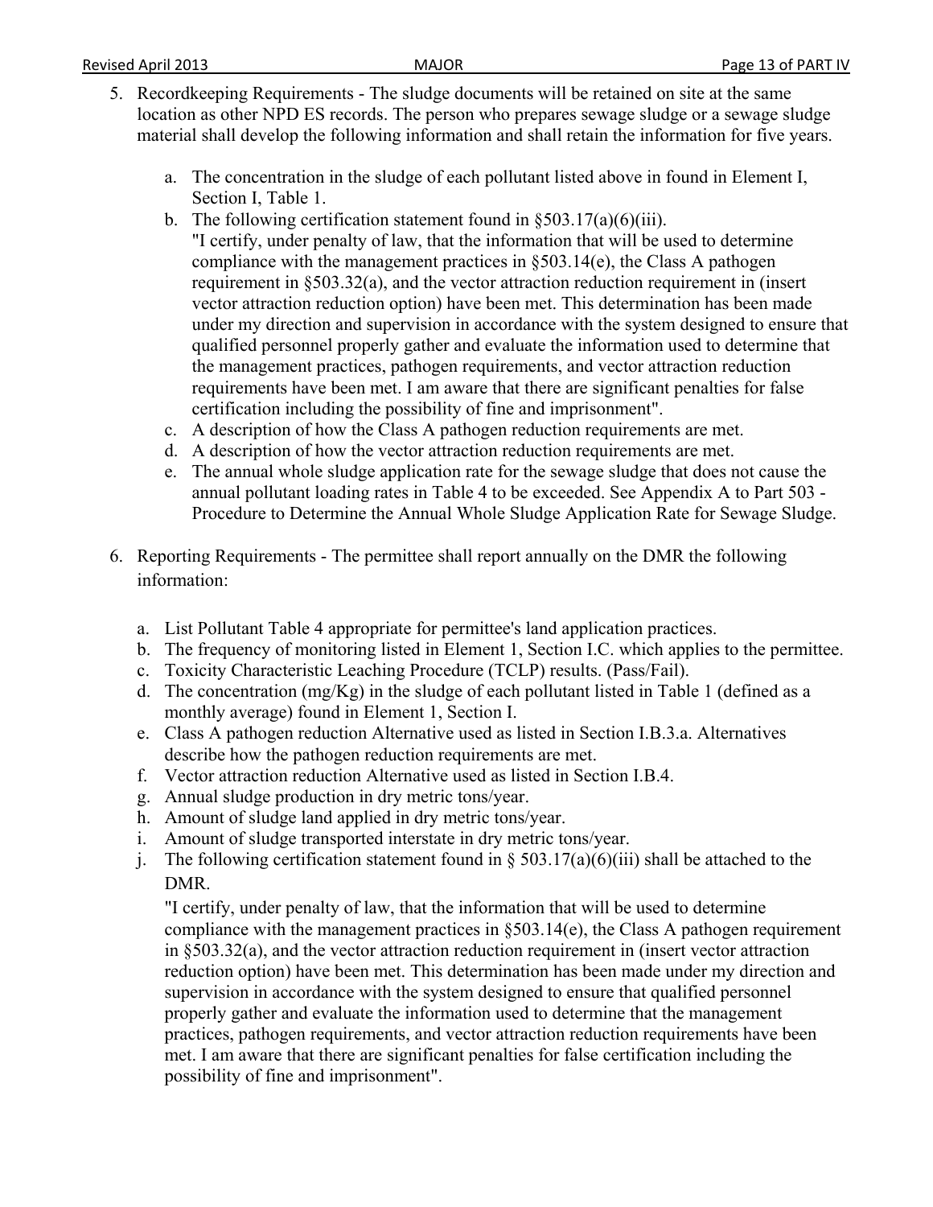5. Recordkeeping Requirements - The sludge documents will be retained on site at the same location as other NPD ES records. The person who prepares sewage sludge or a sewage sludge material shall develop the following information and shall retain the information for five years.

   a. The concentration in the sludge of each pollutant listed above in found in Element I, Section I, Table 1.
   b. The following certification statement found in §503.17(a)(6)(iii).
      "I certify, under penalty of law, that the information that will be used to determine compliance with the management practices in §503.14(e), the Class A pathogen requirement in §503.32(a), and the vector attraction reduction requirement in (insert vector attraction reduction option) have been met. This determination has been made under my direction and supervision in accordance with the system designed to ensure that qualified personnel properly gather and evaluate the information used to determine that the management practices, pathogen requirements, and vector attraction reduction requirements have been met. I am aware that there are significant penalties for false certification including the possibility of fine and imprisonment".
   c. A description of how the Class A pathogen reduction requirements are met.
   d. A description of how the vector attraction reduction requirements are met.
   e. The annual whole sludge application rate for the sewage sludge that does not cause the annual pollutant loading rates in Table 4 to be exceeded. See Appendix A to Part 503 - Procedure to Determine the Annual Whole Sludge Application Rate for Sewage Sludge.

6. Reporting Requirements - The permittee shall report annually on the DMR the following information:

   a. List Pollutant Table 4 appropriate for permittee's land application practices.
   b. The frequency of monitoring listed in Element 1, Section I.C. which applies to the permittee.
   c. Toxicity Characteristic Leaching Procedure (TCLP) results. (Pass/Fail).
   d. The concentration (mg/Kg) in the sludge of each pollutant listed in Table 1 (defined as a monthly average) found in Element 1, Section I.
   e. Class A pathogen reduction Alternative used as listed in Section I.B.3.a. Alternatives describe how the pathogen reduction requirements are met.
   f. Vector attraction reduction Alternative used as listed in Section I.B.4.
   g. Annual sludge production in dry metric tons/year.
   h. Amount of sludge land applied in dry metric tons/year.
   i. Amount of sludge transported interstate in dry metric tons/year.
   j. The following certification statement found in § 503.17(a)(6)(iii) shall be attached to the DMR.

      "I certify, under penalty of law, that the information that will be used to determine compliance with the management practices in §503.14(e), the Class A pathogen requirement in §503.32(a), and the vector attraction reduction requirement in (insert vector attraction reduction option) have been met. This determination has been made under my direction and supervision in accordance with the system designed to ensure that qualified personnel properly gather and evaluate the information used to determine that the management practices, pathogen requirements, and vector attraction reduction requirements have been met. I am aware that there are significant penalties for false certification including the possibility of fine and imprisonment".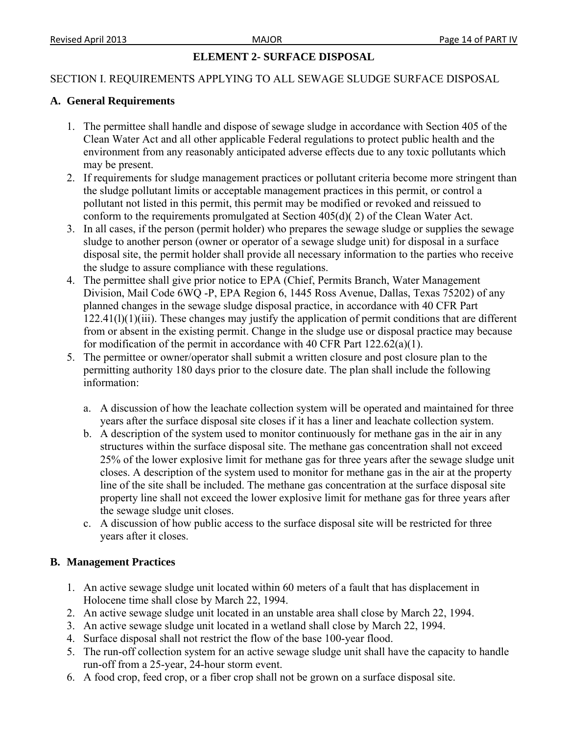## ELEMENT 2- SURFACE DISPOSAL

SECTION I. REQUIREMENTS APPLYING TO ALL SEWAGE SLUDGE SURFACE DISPOSAL

### A. General Requirements

1. The permittee shall handle and dispose of sewage sludge in accordance with Section 405 of the Clean Water Act and all other applicable Federal regulations to protect public health and the environment from any reasonably anticipated adverse effects due to any toxic pollutants which may be present.
2. If requirements for sludge management practices or pollutant criteria become more stringent than the sludge pollutant limits or acceptable management practices in this permit, or control a pollutant not listed in this permit, this permit may be modified or revoked and reissued to conform to the requirements promulgated at Section 405(d)( 2) of the Clean Water Act.
3. In all cases, if the person (permit holder) who prepares the sewage sludge or supplies the sewage sludge to another person (owner or operator of a sewage sludge unit) for disposal in a surface disposal site, the permit holder shall provide all necessary information to the parties who receive the sludge to assure compliance with these regulations.
4. The permittee shall give prior notice to EPA (Chief, Permits Branch, Water Management Division, Mail Code 6WQ -P, EPA Region 6, 1445 Ross Avenue, Dallas, Texas 75202) of any planned changes in the sewage sludge disposal practice, in accordance with 40 CFR Part 122.41(l)(1)(iii). These changes may justify the application of permit conditions that are different from or absent in the existing permit. Change in the sludge use or disposal practice may because for modification of the permit in accordance with 40 CFR Part 122.62(a)(1).
5. The permittee or owner/operator shall submit a written closure and post closure plan to the permitting authority 180 days prior to the closure date. The plan shall include the following information:

   a. A discussion of how the leachate collection system will be operated and maintained for three years after the surface disposal site closes if it has a liner and leachate collection system.
   b. A description of the system used to monitor continuously for methane gas in the air in any structures within the surface disposal site. The methane gas concentration shall not exceed 25% of the lower explosive limit for methane gas for three years after the sewage sludge unit closes. A description of the system used to monitor for methane gas in the air at the property line of the site shall be included. The methane gas concentration at the surface disposal site property line shall not exceed the lower explosive limit for methane gas for three years after the sewage sludge unit closes.
   c. A discussion of how public access to the surface disposal site will be restricted for three years after it closes.

### B. Management Practices

1. An active sewage sludge unit located within 60 meters of a fault that has displacement in Holocene time shall close by March 22, 1994.
2. An active sewage sludge unit located in an unstable area shall close by March 22, 1994.
3. An active sewage sludge unit located in a wetland shall close by March 22, 1994.
4. Surface disposal shall not restrict the flow of the base 100-year flood.
5. The run-off collection system for an active sewage sludge unit shall have the capacity to handle run-off from a 25-year, 24-hour storm event.
6. A food crop, feed crop, or a fiber crop shall not be grown on a surface disposal site.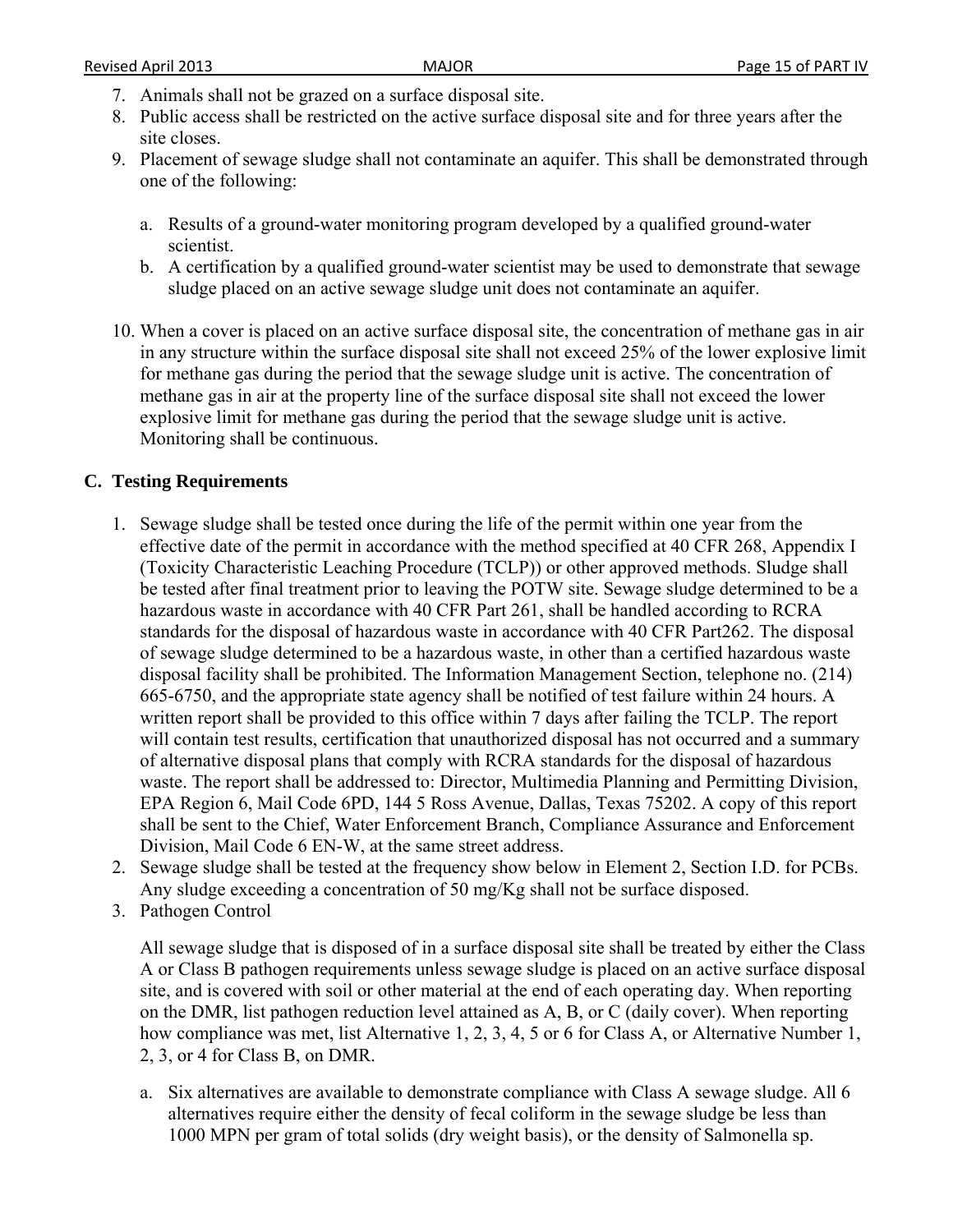7. Animals shall not be grazed on a surface disposal site.
8. Public access shall be restricted on the active surface disposal site and for three years after the site closes.
9. Placement of sewage sludge shall not contaminate an aquifer. This shall be demonstrated through one of the following:

   a. Results of a ground-water monitoring program developed by a qualified ground-water scientist.
   b. A certification by a qualified ground-water scientist may be used to demonstrate that sewage sludge placed on an active sewage sludge unit does not contaminate an aquifer.

10. When a cover is placed on an active surface disposal site, the concentration of methane gas in air in any structure within the surface disposal site shall not exceed 25% of the lower explosive limit for methane gas during the period that the sewage sludge unit is active. The concentration of methane gas in air at the property line of the surface disposal site shall not exceed the lower explosive limit for methane gas during the period that the sewage sludge unit is active. Monitoring shall be continuous.

## C. Testing Requirements

1. Sewage sludge shall be tested once during the life of the permit within one year from the effective date of the permit in accordance with the method specified at 40 CFR 268, Appendix I (Toxicity Characteristic Leaching Procedure (TCLP)) or other approved methods. Sludge shall be tested after final treatment prior to leaving the POTW site. Sewage sludge determined to be a hazardous waste in accordance with 40 CFR Part 261, shall be handled according to RCRA standards for the disposal of hazardous waste in accordance with 40 CFR Part262. The disposal of sewage sludge determined to be a hazardous waste, in other than a certified hazardous waste disposal facility shall be prohibited. The Information Management Section, telephone no. (214) 665-6750, and the appropriate state agency shall be notified of test failure within 24 hours. A written report shall be provided to this office within 7 days after failing the TCLP. The report will contain test results, certification that unauthorized disposal has not occurred and a summary of alternative disposal plans that comply with RCRA standards for the disposal of hazardous waste. The report shall be addressed to: Director, Multimedia Planning and Permitting Division, EPA Region 6, Mail Code 6PD, 144 5 Ross Avenue, Dallas, Texas 75202. A copy of this report shall be sent to the Chief, Water Enforcement Branch, Compliance Assurance and Enforcement Division, Mail Code 6 EN-W, at the same street address.
2. Sewage sludge shall be tested at the frequency show below in Element 2, Section I.D. for PCBs. Any sludge exceeding a concentration of 50 mg/Kg shall not be surface disposed.
3. Pathogen Control

   All sewage sludge that is disposed of in a surface disposal site shall be treated by either the Class A or Class B pathogen requirements unless sewage sludge is placed on an active surface disposal site, and is covered with soil or other material at the end of each operating day. When reporting on the DMR, list pathogen reduction level attained as A, B, or C (daily cover). When reporting how compliance was met, list Alternative 1, 2, 3, 4, 5 or 6 for Class A, or Alternative Number 1, 2, 3, or 4 for Class B, on DMR.

   a. Six alternatives are available to demonstrate compliance with Class A sewage sludge. All 6 alternatives require either the density of fecal coliform in the sewage sludge be less than 1000 MPN per gram of total solids (dry weight basis), or the density of Salmonella sp.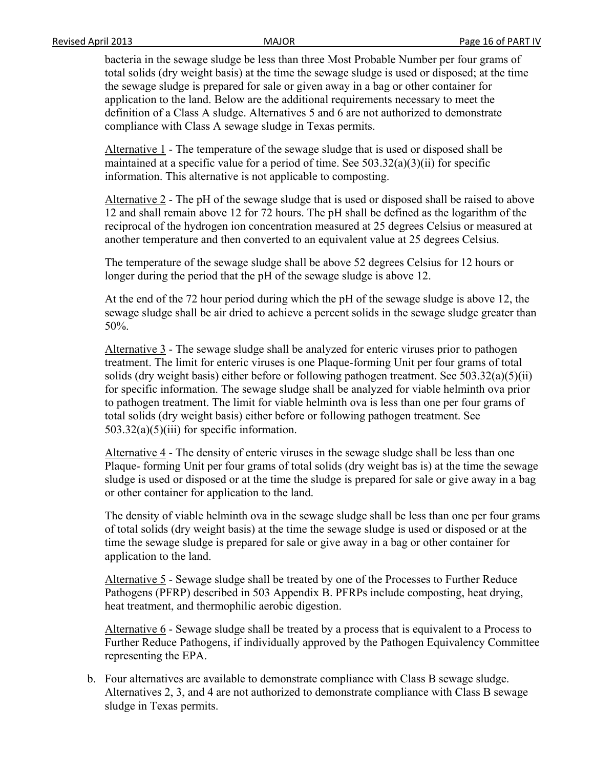bacteria in the sewage sludge be less than three Most Probable Number per four grams of total solids (dry weight basis) at the time the sewage sludge is used or disposed; at the time the sewage sludge is prepared for sale or given away in a bag or other container for application to the land. Below are the additional requirements necessary to meet the definition of a Class A sludge. Alternatives 5 and 6 are not authorized to demonstrate compliance with Class A sewage sludge in Texas permits.

Alternative 1 - The temperature of the sewage sludge that is used or disposed shall be maintained at a specific value for a period of time. See 503.32(a)(3)(ii) for specific information. This alternative is not applicable to composting.

Alternative 2 - The pH of the sewage sludge that is used or disposed shall be raised to above 12 and shall remain above 12 for 72 hours. The pH shall be defined as the logarithm of the reciprocal of the hydrogen ion concentration measured at 25 degrees Celsius or measured at another temperature and then converted to an equivalent value at 25 degrees Celsius.

The temperature of the sewage sludge shall be above 52 degrees Celsius for 12 hours or longer during the period that the pH of the sewage sludge is above 12.

At the end of the 72 hour period during which the pH of the sewage sludge is above 12, the sewage sludge shall be air dried to achieve a percent solids in the sewage sludge greater than 50%.

Alternative 3 - The sewage sludge shall be analyzed for enteric viruses prior to pathogen treatment. The limit for enteric viruses is one Plaque-forming Unit per four grams of total solids (dry weight basis) either before or following pathogen treatment. See 503.32(a)(5)(ii) for specific information. The sewage sludge shall be analyzed for viable helminth ova prior to pathogen treatment. The limit for viable helminth ova is less than one per four grams of total solids (dry weight basis) either before or following pathogen treatment. See 503.32(a)(5)(iii) for specific information.

Alternative 4 - The density of enteric viruses in the sewage sludge shall be less than one Plaque- forming Unit per four grams of total solids (dry weight bas is) at the time the sewage sludge is used or disposed or at the time the sludge is prepared for sale or give away in a bag or other container for application to the land.

The density of viable helminth ova in the sewage sludge shall be less than one per four grams of total solids (dry weight basis) at the time the sewage sludge is used or disposed or at the time the sewage sludge is prepared for sale or give away in a bag or other container for application to the land.

Alternative 5 - Sewage sludge shall be treated by one of the Processes to Further Reduce Pathogens (PFRP) described in 503 Appendix B. PFRPs include composting, heat drying, heat treatment, and thermophilic aerobic digestion.

Alternative 6 - Sewage sludge shall be treated by a process that is equivalent to a Process to Further Reduce Pathogens, if individually approved by the Pathogen Equivalency Committee representing the EPA.

b. Four alternatives are available to demonstrate compliance with Class B sewage sludge. Alternatives 2, 3, and 4 are not authorized to demonstrate compliance with Class B sewage sludge in Texas permits.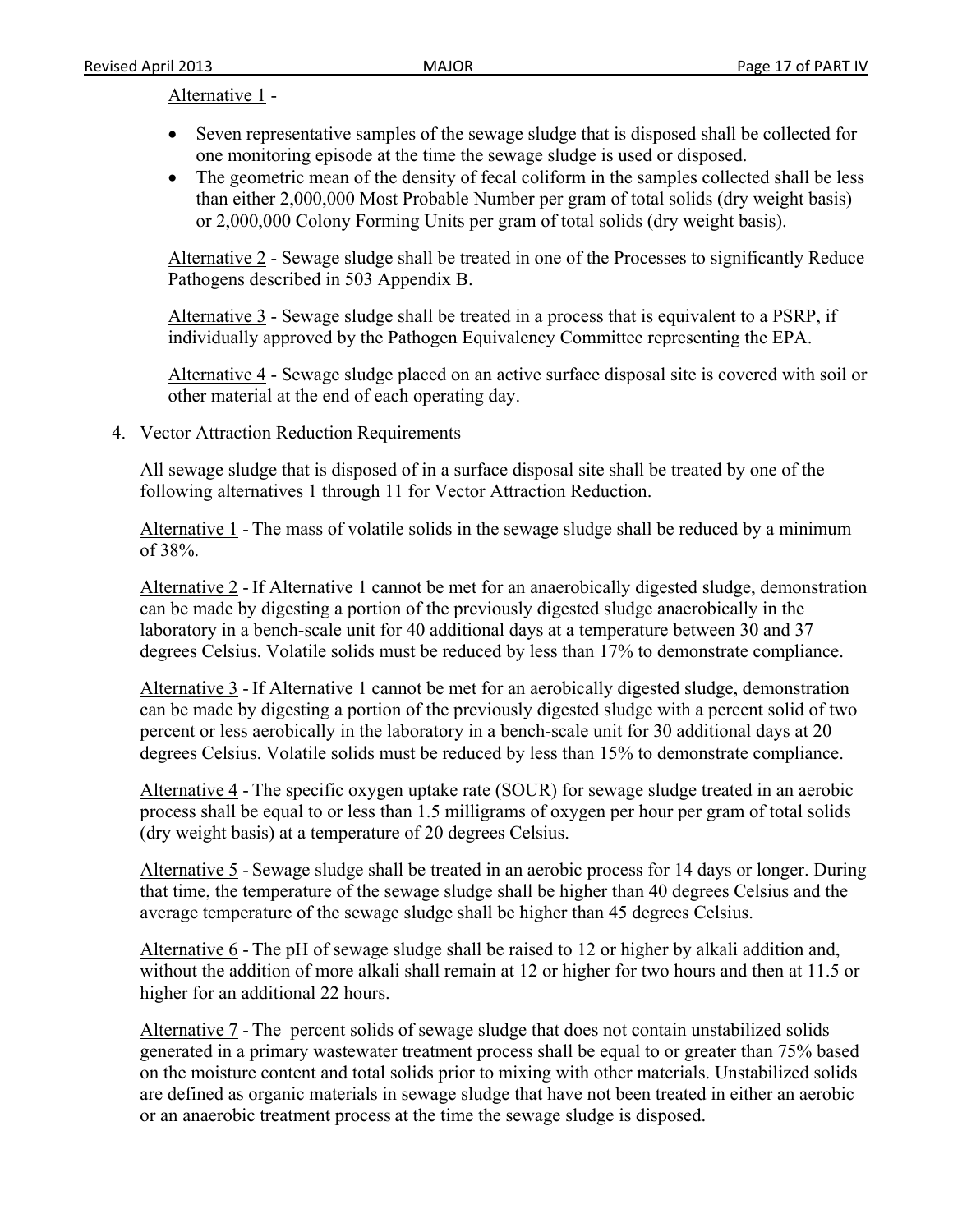Alternative 1 -

- Seven representative samples of the sewage sludge that is disposed shall be collected for one monitoring episode at the time the sewage sludge is used or disposed.
- The geometric mean of the density of fecal coliform in the samples collected shall be less than either 2,000,000 Most Probable Number per gram of total solids (dry weight basis) or 2,000,000 Colony Forming Units per gram of total solids (dry weight basis).

Alternative 2 - Sewage sludge shall be treated in one of the Processes to significantly Reduce Pathogens described in 503 Appendix B.

Alternative 3 - Sewage sludge shall be treated in a process that is equivalent to a PSRP, if individually approved by the Pathogen Equivalency Committee representing the EPA.

Alternative 4 - Sewage sludge placed on an active surface disposal site is covered with soil or other material at the end of each operating day.

4. Vector Attraction Reduction Requirements

All sewage sludge that is disposed of in a surface disposal site shall be treated by one of the following alternatives 1 through 11 for Vector Attraction Reduction.

Alternative 1 - The mass of volatile solids in the sewage sludge shall be reduced by a minimum of 38%.

Alternative 2 - If Alternative 1 cannot be met for an anaerobically digested sludge, demonstration can be made by digesting a portion of the previously digested sludge anaerobically in the laboratory in a bench-scale unit for 40 additional days at a temperature between 30 and 37 degrees Celsius. Volatile solids must be reduced by less than 17% to demonstrate compliance.

Alternative 3 - If Alternative 1 cannot be met for an aerobically digested sludge, demonstration can be made by digesting a portion of the previously digested sludge with a percent solid of two percent or less aerobically in the laboratory in a bench-scale unit for 30 additional days at 20 degrees Celsius. Volatile solids must be reduced by less than 15% to demonstrate compliance.

Alternative 4 - The specific oxygen uptake rate (SOUR) for sewage sludge treated in an aerobic process shall be equal to or less than 1.5 milligrams of oxygen per hour per gram of total solids (dry weight basis) at a temperature of 20 degrees Celsius.

Alternative 5 - Sewage sludge shall be treated in an aerobic process for 14 days or longer. During that time, the temperature of the sewage sludge shall be higher than 40 degrees Celsius and the average temperature of the sewage sludge shall be higher than 45 degrees Celsius.

Alternative 6 - The pH of sewage sludge shall be raised to 12 or higher by alkali addition and, without the addition of more alkali shall remain at 12 or higher for two hours and then at 11.5 or higher for an additional 22 hours.

Alternative 7 - The percent solids of sewage sludge that does not contain unstabilized solids generated in a primary wastewater treatment process shall be equal to or greater than 75% based on the moisture content and total solids prior to mixing with other materials. Unstabilized solids are defined as organic materials in sewage sludge that have not been treated in either an aerobic or an anaerobic treatment process at the time the sewage sludge is disposed.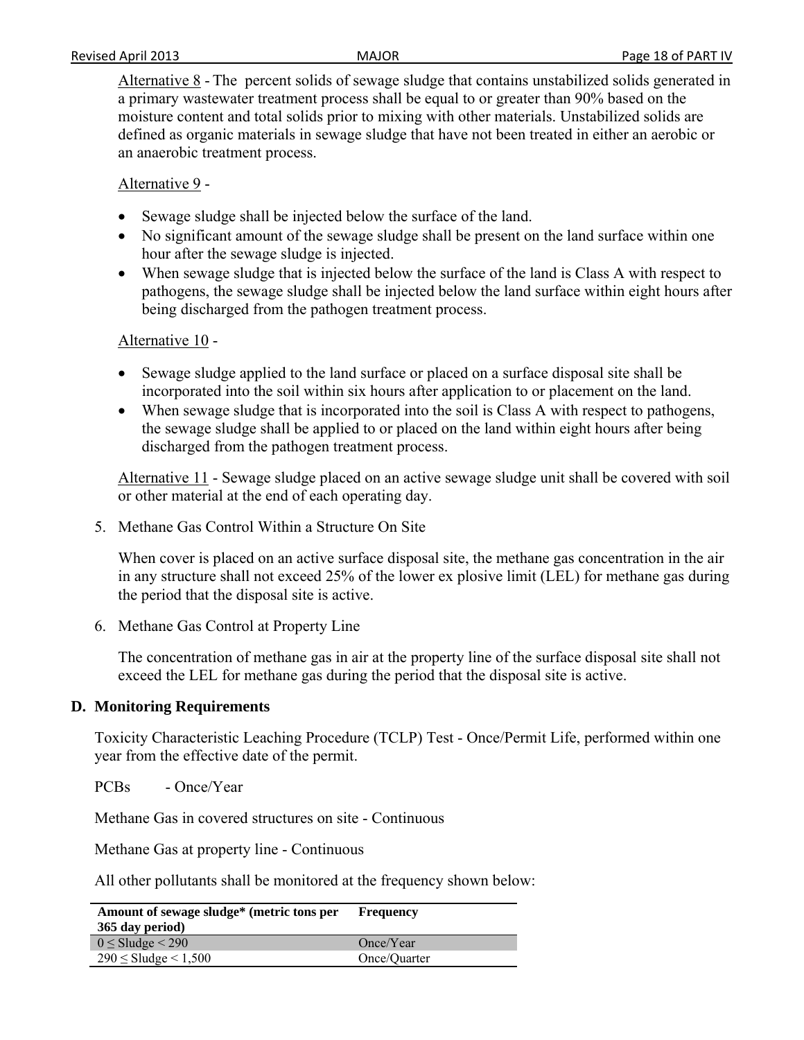Alternative 8 - The percent solids of sewage sludge that contains unstabilized solids generated in a primary wastewater treatment process shall be equal to or greater than 90% based on the moisture content and total solids prior to mixing with other materials. Unstabilized solids are defined as organic materials in sewage sludge that have not been treated in either an aerobic or an anaerobic treatment process.

Alternative 9 -

- Sewage sludge shall be injected below the surface of the land.
- No significant amount of the sewage sludge shall be present on the land surface within one hour after the sewage sludge is injected.
- When sewage sludge that is injected below the surface of the land is Class A with respect to pathogens, the sewage sludge shall be injected below the land surface within eight hours after being discharged from the pathogen treatment process.

Alternative 10 -

- Sewage sludge applied to the land surface or placed on a surface disposal site shall be incorporated into the soil within six hours after application to or placement on the land.
- When sewage sludge that is incorporated into the soil is Class A with respect to pathogens, the sewage sludge shall be applied to or placed on the land within eight hours after being discharged from the pathogen treatment process.

Alternative 11 - Sewage sludge placed on an active sewage sludge unit shall be covered with soil or other material at the end of each operating day.

5. Methane Gas Control Within a Structure On Site

   When cover is placed on an active surface disposal site, the methane gas concentration in the air in any structure shall not exceed 25% of the lower ex plosive limit (LEL) for methane gas during the period that the disposal site is active.

6. Methane Gas Control at Property Line

   The concentration of methane gas in air at the property line of the surface disposal site shall not exceed the LEL for methane gas during the period that the disposal site is active.

**D. Monitoring Requirements**

Toxicity Characteristic Leaching Procedure (TCLP) Test - Once/Permit Life, performed within one year from the effective date of the permit.

PCBs - Once/Year

Methane Gas in covered structures on site - Continuous

Methane Gas at property line - Continuous

All other pollutants shall be monitored at the frequency shown below:

| Amount of sewage sludge* (metric tons per 365 day period) | Frequency |
|---|---|
| 0 ≤ Sludge < 290 | Once/Year |
| 290 ≤ Sludge < 1,500 | Once/Quarter |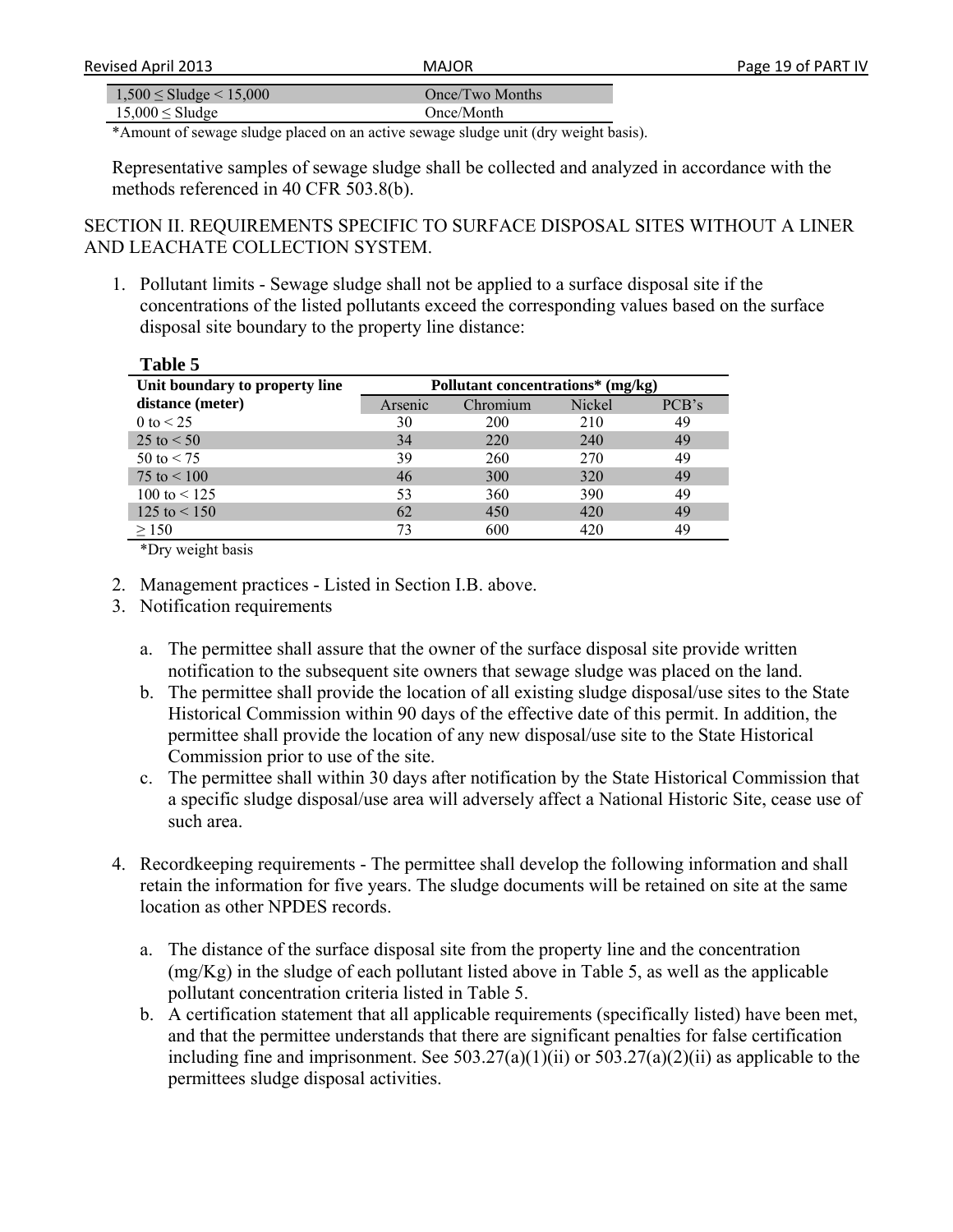| | |
|---|---|
| 1,500 ≤ Sludge < 15,000 | Once/Two Months |
| 15,000 ≤ Sludge | Once/Month |

*Amount of sewage sludge placed on an active sewage sludge unit (dry weight basis).

Representative samples of sewage sludge shall be collected and analyzed in accordance with the methods referenced in 40 CFR 503.8(b).

SECTION II. REQUIREMENTS SPECIFIC TO SURFACE DISPOSAL SITES WITHOUT A LINER AND LEACHATE COLLECTION SYSTEM.

1. Pollutant limits - Sewage sludge shall not be applied to a surface disposal site if the concentrations of the listed pollutants exceed the corresponding values based on the surface disposal site boundary to the property line distance:

**Table 5**

| Unit boundary to property line distance (meter) | Pollutant concentrations* (mg/kg) | | | |
|---|---|---|---|---|
| | Arsenic | Chromium | Nickel | PCB's |
| 0 to < 25 | 30 | 200 | 210 | 49 |
| 25 to < 50 | 34 | 220 | 240 | 49 |
| 50 to < 75 | 39 | 260 | 270 | 49 |
| 75 to < 100 | 46 | 300 | 320 | 49 |
| 100 to < 125 | 53 | 360 | 390 | 49 |
| 125 to < 150 | 62 | 450 | 420 | 49 |
| ≥ 150 | 73 | 600 | 420 | 49 |

*Dry weight basis

2. Management practices - Listed in Section I.B. above.
3. Notification requirements

   a. The permittee shall assure that the owner of the surface disposal site provide written notification to the subsequent site owners that sewage sludge was placed on the land.
   b. The permittee shall provide the location of all existing sludge disposal/use sites to the State Historical Commission within 90 days of the effective date of this permit. In addition, the permittee shall provide the location of any new disposal/use site to the State Historical Commission prior to use of the site.
   c. The permittee shall within 30 days after notification by the State Historical Commission that a specific sludge disposal/use area will adversely affect a National Historic Site, cease use of such area.

4. Recordkeeping requirements - The permittee shall develop the following information and shall retain the information for five years. The sludge documents will be retained on site at the same location as other NPDES records.

   a. The distance of the surface disposal site from the property line and the concentration (mg/Kg) in the sludge of each pollutant listed above in Table 5, as well as the applicable pollutant concentration criteria listed in Table 5.
   b. A certification statement that all applicable requirements (specifically listed) have been met, and that the permittee understands that there are significant penalties for false certification including fine and imprisonment. See 503.27(a)(1)(ii) or 503.27(a)(2)(ii) as applicable to the permittees sludge disposal activities.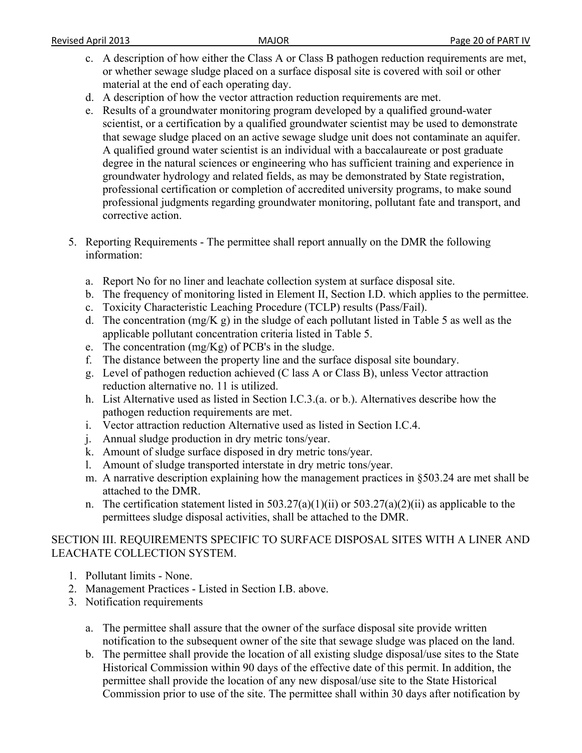c. A description of how either the Class A or Class B pathogen reduction requirements are met, or whether sewage sludge placed on a surface disposal site is covered with soil or other material at the end of each operating day.
d. A description of how the vector attraction reduction requirements are met.
e. Results of a groundwater monitoring program developed by a qualified ground-water scientist, or a certification by a qualified groundwater scientist may be used to demonstrate that sewage sludge placed on an active sewage sludge unit does not contaminate an aquifer. A qualified ground water scientist is an individual with a baccalaureate or post graduate degree in the natural sciences or engineering who has sufficient training and experience in groundwater hydrology and related fields, as may be demonstrated by State registration, professional certification or completion of accredited university programs, to make sound professional judgments regarding groundwater monitoring, pollutant fate and transport, and corrective action.

5. Reporting Requirements - The permittee shall report annually on the DMR the following information:

   a. Report No for no liner and leachate collection system at surface disposal site.
   b. The frequency of monitoring listed in Element II, Section I.D. which applies to the permittee.
   c. Toxicity Characteristic Leaching Procedure (TCLP) results (Pass/Fail).
   d. The concentration (mg/K g) in the sludge of each pollutant listed in Table 5 as well as the applicable pollutant concentration criteria listed in Table 5.
   e. The concentration (mg/Kg) of PCB's in the sludge.
   f. The distance between the property line and the surface disposal site boundary.
   g. Level of pathogen reduction achieved (C lass A or Class B), unless Vector attraction reduction alternative no. 11 is utilized.
   h. List Alternative used as listed in Section I.C.3.(a. or b.). Alternatives describe how the pathogen reduction requirements are met.
   i. Vector attraction reduction Alternative used as listed in Section I.C.4.
   j. Annual sludge production in dry metric tons/year.
   k. Amount of sludge surface disposed in dry metric tons/year.
   l. Amount of sludge transported interstate in dry metric tons/year.
   m. A narrative description explaining how the management practices in §503.24 are met shall be attached to the DMR.
   n. The certification statement listed in 503.27(a)(1)(ii) or 503.27(a)(2)(ii) as applicable to the permittees sludge disposal activities, shall be attached to the DMR.

SECTION III. REQUIREMENTS SPECIFIC TO SURFACE DISPOSAL SITES WITH A LINER AND LEACHATE COLLECTION SYSTEM.

1. Pollutant limits - None.
2. Management Practices - Listed in Section I.B. above.
3. Notification requirements

   a. The permittee shall assure that the owner of the surface disposal site provide written notification to the subsequent owner of the site that sewage sludge was placed on the land.
   b. The permittee shall provide the location of all existing sludge disposal/use sites to the State Historical Commission within 90 days of the effective date of this permit. In addition, the permittee shall provide the location of any new disposal/use site to the State Historical Commission prior to use of the site. The permittee shall within 30 days after notification by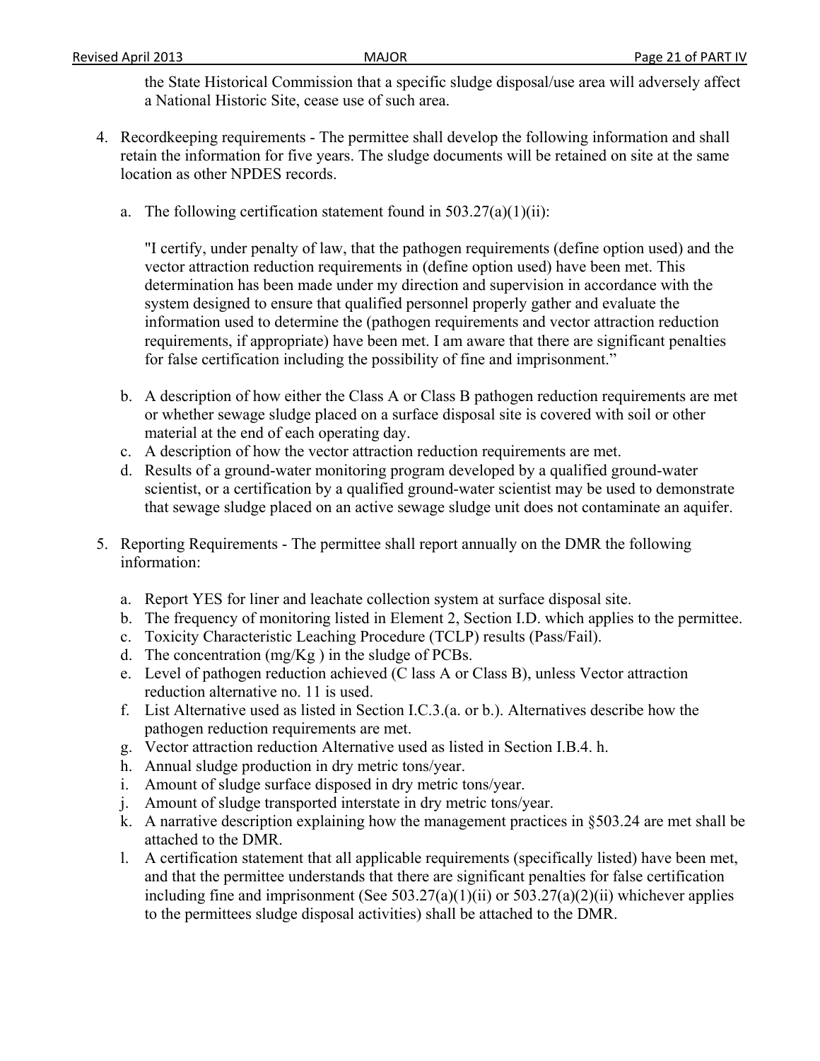the State Historical Commission that a specific sludge disposal/use area will adversely affect a National Historic Site, cease use of such area.

4. Recordkeeping requirements - The permittee shall develop the following information and shall retain the information for five years. The sludge documents will be retained on site at the same location as other NPDES records.

   a. The following certification statement found in 503.27(a)(1)(ii):

      "I certify, under penalty of law, that the pathogen requirements (define option used) and the vector attraction reduction requirements in (define option used) have been met. This determination has been made under my direction and supervision in accordance with the system designed to ensure that qualified personnel properly gather and evaluate the information used to determine the (pathogen requirements and vector attraction reduction requirements, if appropriate) have been met. I am aware that there are significant penalties for false certification including the possibility of fine and imprisonment."

   b. A description of how either the Class A or Class B pathogen reduction requirements are met or whether sewage sludge placed on a surface disposal site is covered with soil or other material at the end of each operating day.
   c. A description of how the vector attraction reduction requirements are met.
   d. Results of a ground-water monitoring program developed by a qualified ground-water scientist, or a certification by a qualified ground-water scientist may be used to demonstrate that sewage sludge placed on an active sewage sludge unit does not contaminate an aquifer.

5. Reporting Requirements - The permittee shall report annually on the DMR the following information:

   a. Report YES for liner and leachate collection system at surface disposal site.
   b. The frequency of monitoring listed in Element 2, Section I.D. which applies to the permittee.
   c. Toxicity Characteristic Leaching Procedure (TCLP) results (Pass/Fail).
   d. The concentration (mg/Kg ) in the sludge of PCBs.
   e. Level of pathogen reduction achieved (C lass A or Class B), unless Vector attraction reduction alternative no. 11 is used.
   f. List Alternative used as listed in Section I.C.3.(a. or b.). Alternatives describe how the pathogen reduction requirements are met.
   g. Vector attraction reduction Alternative used as listed in Section I.B.4. h.
   h. Annual sludge production in dry metric tons/year.
   i. Amount of sludge surface disposed in dry metric tons/year.
   j. Amount of sludge transported interstate in dry metric tons/year.
   k. A narrative description explaining how the management practices in §503.24 are met shall be attached to the DMR.
   l. A certification statement that all applicable requirements (specifically listed) have been met, and that the permittee understands that there are significant penalties for false certification including fine and imprisonment (See 503.27(a)(1)(ii) or 503.27(a)(2)(ii) whichever applies to the permittees sludge disposal activities) shall be attached to the DMR.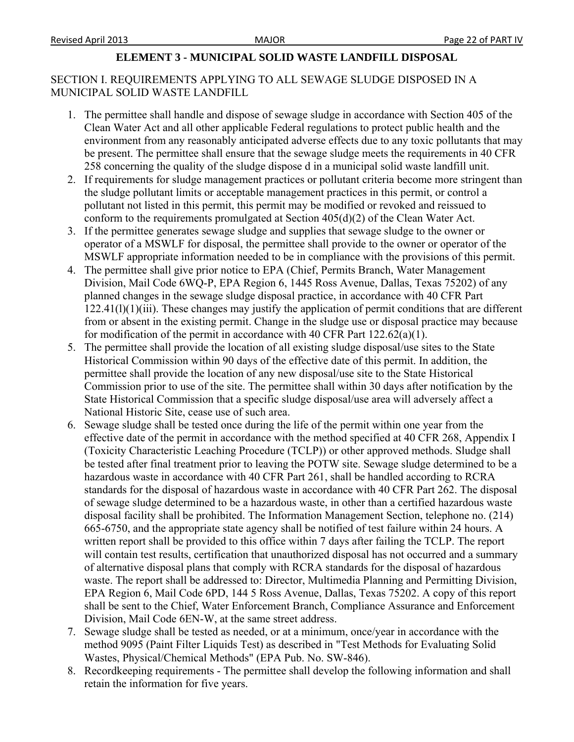## ELEMENT 3 - MUNICIPAL SOLID WASTE LANDFILL DISPOSAL

SECTION I. REQUIREMENTS APPLYING TO ALL SEWAGE SLUDGE DISPOSED IN A MUNICIPAL SOLID WASTE LANDFILL

1. The permittee shall handle and dispose of sewage sludge in accordance with Section 405 of the Clean Water Act and all other applicable Federal regulations to protect public health and the environment from any reasonably anticipated adverse effects due to any toxic pollutants that may be present. The permittee shall ensure that the sewage sludge meets the requirements in 40 CFR 258 concerning the quality of the sludge dispose d in a municipal solid waste landfill unit.
2. If requirements for sludge management practices or pollutant criteria become more stringent than the sludge pollutant limits or acceptable management practices in this permit, or control a pollutant not listed in this permit, this permit may be modified or revoked and reissued to conform to the requirements promulgated at Section 405(d)(2) of the Clean Water Act.
3. If the permittee generates sewage sludge and supplies that sewage sludge to the owner or operator of a MSWLF for disposal, the permittee shall provide to the owner or operator of the MSWLF appropriate information needed to be in compliance with the provisions of this permit.
4. The permittee shall give prior notice to EPA (Chief, Permits Branch, Water Management Division, Mail Code 6WQ-P, EPA Region 6, 1445 Ross Avenue, Dallas, Texas 75202) of any planned changes in the sewage sludge disposal practice, in accordance with 40 CFR Part 122.41(l)(1)(iii). These changes may justify the application of permit conditions that are different from or absent in the existing permit. Change in the sludge use or disposal practice may because for modification of the permit in accordance with 40 CFR Part 122.62(a)(1).
5. The permittee shall provide the location of all existing sludge disposal/use sites to the State Historical Commission within 90 days of the effective date of this permit. In addition, the permittee shall provide the location of any new disposal/use site to the State Historical Commission prior to use of the site. The permittee shall within 30 days after notification by the State Historical Commission that a specific sludge disposal/use area will adversely affect a National Historic Site, cease use of such area.
6. Sewage sludge shall be tested once during the life of the permit within one year from the effective date of the permit in accordance with the method specified at 40 CFR 268, Appendix I (Toxicity Characteristic Leaching Procedure (TCLP)) or other approved methods. Sludge shall be tested after final treatment prior to leaving the POTW site. Sewage sludge determined to be a hazardous waste in accordance with 40 CFR Part 261, shall be handled according to RCRA standards for the disposal of hazardous waste in accordance with 40 CFR Part 262. The disposal of sewage sludge determined to be a hazardous waste, in other than a certified hazardous waste disposal facility shall be prohibited. The Information Management Section, telephone no. (214) 665-6750, and the appropriate state agency shall be notified of test failure within 24 hours. A written report shall be provided to this office within 7 days after failing the TCLP. The report will contain test results, certification that unauthorized disposal has not occurred and a summary of alternative disposal plans that comply with RCRA standards for the disposal of hazardous waste. The report shall be addressed to: Director, Multimedia Planning and Permitting Division, EPA Region 6, Mail Code 6PD, 144 5 Ross Avenue, Dallas, Texas 75202. A copy of this report shall be sent to the Chief, Water Enforcement Branch, Compliance Assurance and Enforcement Division, Mail Code 6EN-W, at the same street address.
7. Sewage sludge shall be tested as needed, or at a minimum, once/year in accordance with the method 9095 (Paint Filter Liquids Test) as described in "Test Methods for Evaluating Solid Wastes, Physical/Chemical Methods" (EPA Pub. No. SW-846).
8. Recordkeeping requirements - The permittee shall develop the following information and shall retain the information for five years.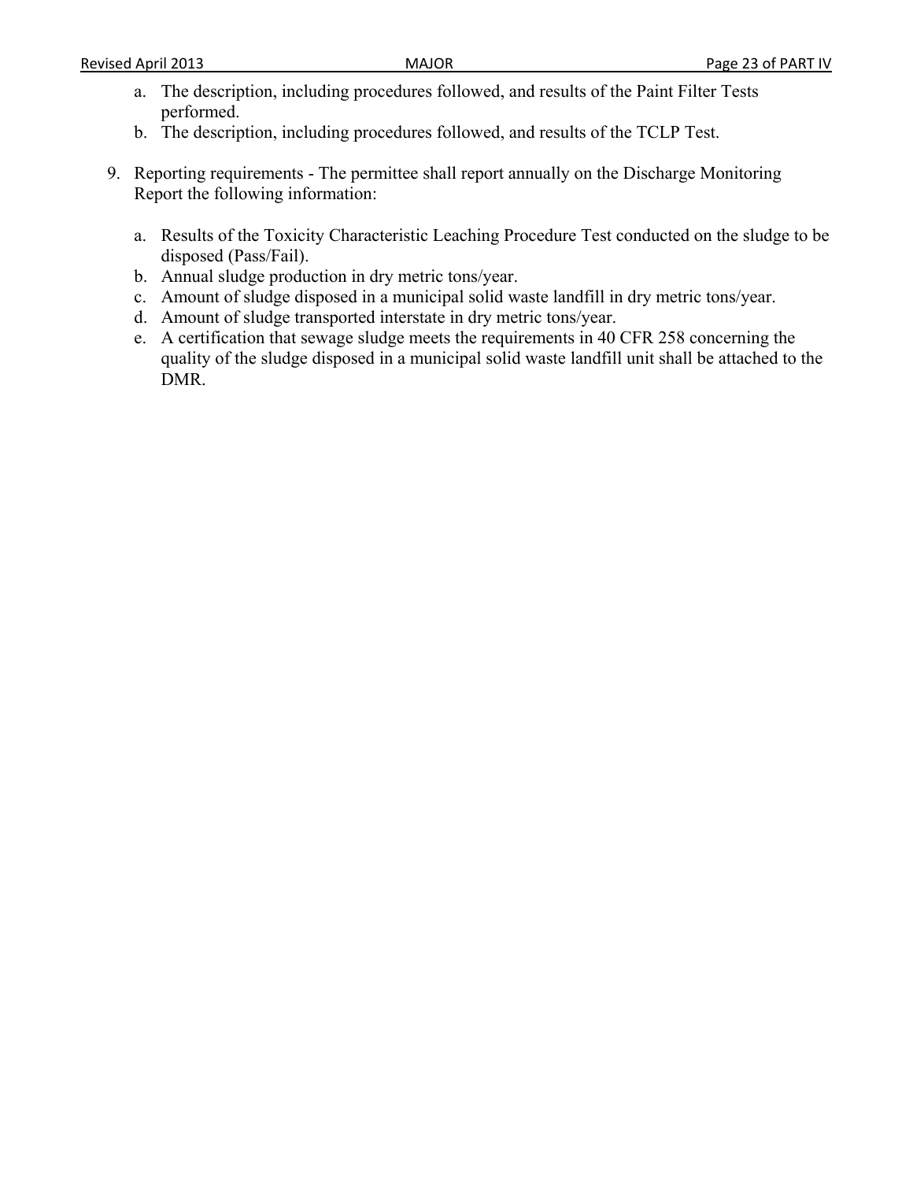a. The description, including procedures followed, and results of the Paint Filter Tests performed.
b. The description, including procedures followed, and results of the TCLP Test.

9. Reporting requirements - The permittee shall report annually on the Discharge Monitoring Report the following information:

   a. Results of the Toxicity Characteristic Leaching Procedure Test conducted on the sludge to be disposed (Pass/Fail).
   b. Annual sludge production in dry metric tons/year.
   c. Amount of sludge disposed in a municipal solid waste landfill in dry metric tons/year.
   d. Amount of sludge transported interstate in dry metric tons/year.
   e. A certification that sewage sludge meets the requirements in 40 CFR 258 concerning the quality of the sludge disposed in a municipal solid waste landfill unit shall be attached to the DMR.